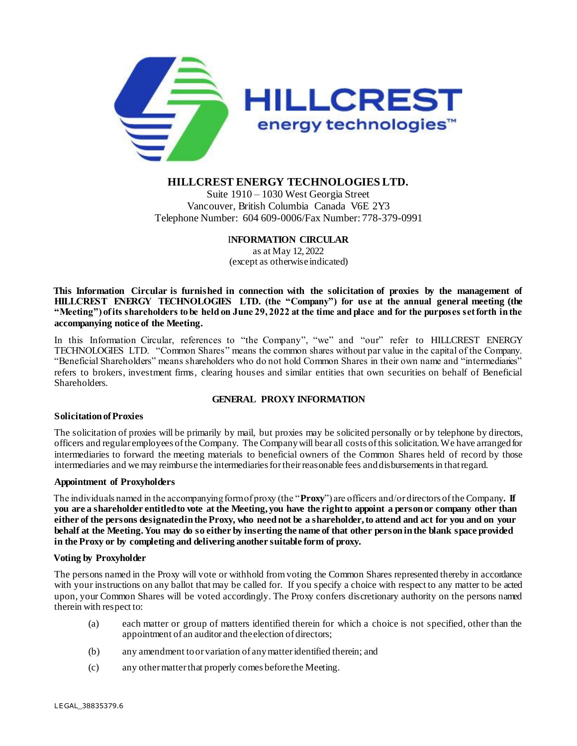# HILLCREST ENERGY TECHNOLOGIES LTD.

Suite 1910 – 1030 West Georgia Street
Vancouver, British Columbia Canada V6E 2Y3
Telephone Number: 604 609-0006/Fax Number: 778-379-0991

## INFORMATION CIRCULAR

as at May 12, 2022
(except as otherwise indicated)

**This Information Circular is furnished in connection with the solicitation of proxies by the management of HILLCREST ENERGY TECHNOLOGIES LTD. (the "Company") for use at the annual general meeting (the "Meeting") of its shareholders to be held on June 29, 2022 at the time and place and for the purposes set forth in the accompanying notice of the Meeting.**

In this Information Circular, references to "the Company", "we" and "our" refer to HILLCREST ENERGY TECHNOLOGIES LTD. "Common Shares" means the common shares without par value in the capital of the Company. "Beneficial Shareholders" means shareholders who do not hold Common Shares in their own name and "intermediaries" refers to brokers, investment firms, clearing houses and similar entities that own securities on behalf of Beneficial Shareholders.

## GENERAL PROXY INFORMATION

### Solicitation of Proxies

The solicitation of proxies will be primarily by mail, but proxies may be solicited personally or by telephone by directors, officers and regular employees of the Company. The Company will bear all costs of this solicitation. We have arranged for intermediaries to forward the meeting materials to beneficial owners of the Common Shares held of record by those intermediaries and we may reimburse the intermediaries for their reasonable fees and disbursements in that regard.

### Appointment of Proxyholders

The individuals named in the accompanying form of proxy (the "**Proxy**") are officers and/or directors of the Company**. If you are a shareholder entitled to vote at the Meeting, you have the right to appoint a person or company other than either of the persons designated in the Proxy, who need not be a shareholder, to attend and act for you and on your behalf at the Meeting. You may do so either by inserting the name of that other person in the blank space provided in the Proxy or by completing and delivering another suitable form of proxy.**

### Voting by Proxyholder

The persons named in the Proxy will vote or withhold from voting the Common Shares represented thereby in accordance with your instructions on any ballot that may be called for. If you specify a choice with respect to any matter to be acted upon, your Common Shares will be voted accordingly. The Proxy confers discretionary authority on the persons named therein with respect to:

(a) each matter or group of matters identified therein for which a choice is not specified, other than the appointment of an auditor and the election of directors;

(b) any amendment to or variation of any matter identified therein; and

(c) any other matter that properly comes before the Meeting.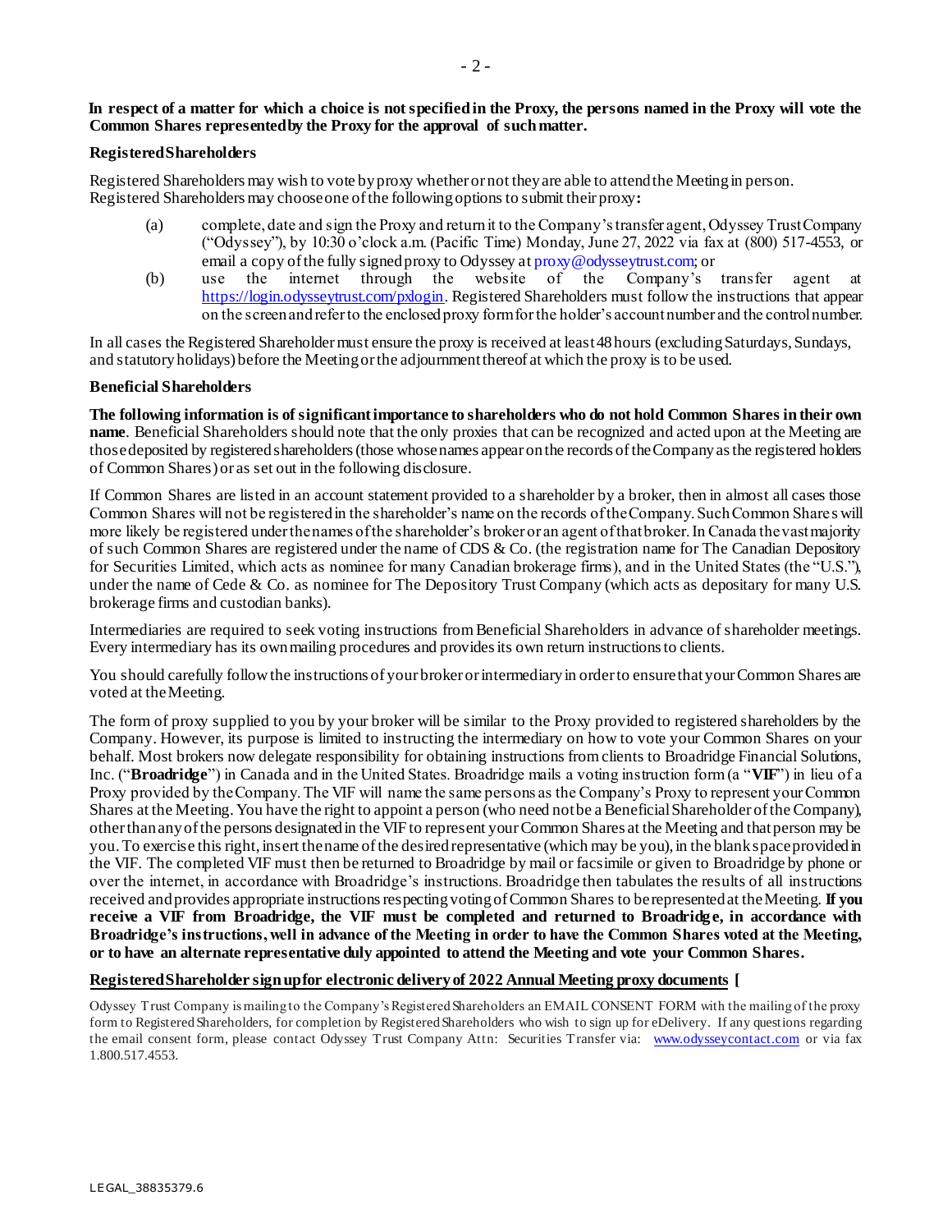**In respect of a matter for which a choice is not specified in the Proxy, the persons named in the Proxy will vote the Common Shares represented by the Proxy for the approval of such matter.**

**Registered Shareholders**

Registered Shareholders may wish to vote by proxy whether or not they are able to attend the Meeting in person. Registered Shareholders may choose one of the following options to submit their proxy**:**

(a) complete, date and sign the Proxy and return it to the Company's transfer agent, Odyssey Trust Company ("Odyssey"), by 10:30 o'clock a.m. (Pacific Time) Monday, June 27, 2022 via fax at (800) 517-4553, or email a copy of the fully signed proxy to Odyssey at proxy@odysseytrust.com; or

(b) use the internet through the website of the Company's transfer agent at https://login.odysseytrust.com/pxlogin. Registered Shareholders must follow the instructions that appear on the screen and refer to the enclosed proxy form for the holder's account number and the control number.

In all cases the Registered Shareholder must ensure the proxy is received at least 48 hours (excluding Saturdays, Sundays, and statutory holidays) before the Meeting or the adjournment thereof at which the proxy is to be used.

**Beneficial Shareholders**

**The following information is of significant importance to shareholders who do not hold Common Shares in their own name**. Beneficial Shareholders should note that the only proxies that can be recognized and acted upon at the Meeting are those deposited by registered shareholders (those whose names appear on the records of the Company as the registered holders of Common Shares) or as set out in the following disclosure.

If Common Shares are listed in an account statement provided to a shareholder by a broker, then in almost all cases those Common Shares will not be registered in the shareholder's name on the records of the Company. Such Common Shares will more likely be registered under the names of the shareholder's broker or an agent of that broker. In Canada the vast majority of such Common Shares are registered under the name of CDS & Co. (the registration name for The Canadian Depository for Securities Limited, which acts as nominee for many Canadian brokerage firms), and in the United States (the "U.S."), under the name of Cede & Co. as nominee for The Depository Trust Company (which acts as depositary for many U.S. brokerage firms and custodian banks).

Intermediaries are required to seek voting instructions from Beneficial Shareholders in advance of shareholder meetings. Every intermediary has its own mailing procedures and provides its own return instructions to clients.

You should carefully follow the instructions of your broker or intermediary in order to ensure that your Common Shares are voted at the Meeting.

The form of proxy supplied to you by your broker will be similar to the Proxy provided to registered shareholders by the Company. However, its purpose is limited to instructing the intermediary on how to vote your Common Shares on your behalf. Most brokers now delegate responsibility for obtaining instructions from clients to Broadridge Financial Solutions, Inc. ("**Broadridge**") in Canada and in the United States. Broadridge mails a voting instruction form (a "**VIF**") in lieu of a Proxy provided by the Company. The VIF will name the same persons as the Company's Proxy to represent your Common Shares at the Meeting. You have the right to appoint a person (who need not be a Beneficial Shareholder of the Company), other than any of the persons designated in the VIF to represent your Common Shares at the Meeting and that person may be you. To exercise this right, insert the name of the desired representative (which may be you), in the blank space provided in the VIF. The completed VIF must then be returned to Broadridge by mail or facsimile or given to Broadridge by phone or over the internet, in accordance with Broadridge's instructions. Broadridge then tabulates the results of all instructions received and provides appropriate instructions respecting voting of Common Shares to be represented at the Meeting. **If you receive a VIF from Broadridge, the VIF must be completed and returned to Broadridge, in accordance with Broadridge's instructions, well in advance of the Meeting in order to have the Common Shares voted at the Meeting, or to have an alternate representative duly appointed to attend the Meeting and vote your Common Shares.**

**Registered Shareholder sign up for electronic delivery of 2022 Annual Meeting proxy documents [**

Odyssey Trust Company is mailing to the Company's Registered Shareholders an EMAIL CONSENT FORM with the mailing of the proxy form to Registered Shareholders, for completion by Registered Shareholders who wish to sign up for eDelivery. If any questions regarding the email consent form, please contact Odyssey Trust Company Attn: Securities Transfer via: www.odysseycontact.com or via fax 1.800.517.4553.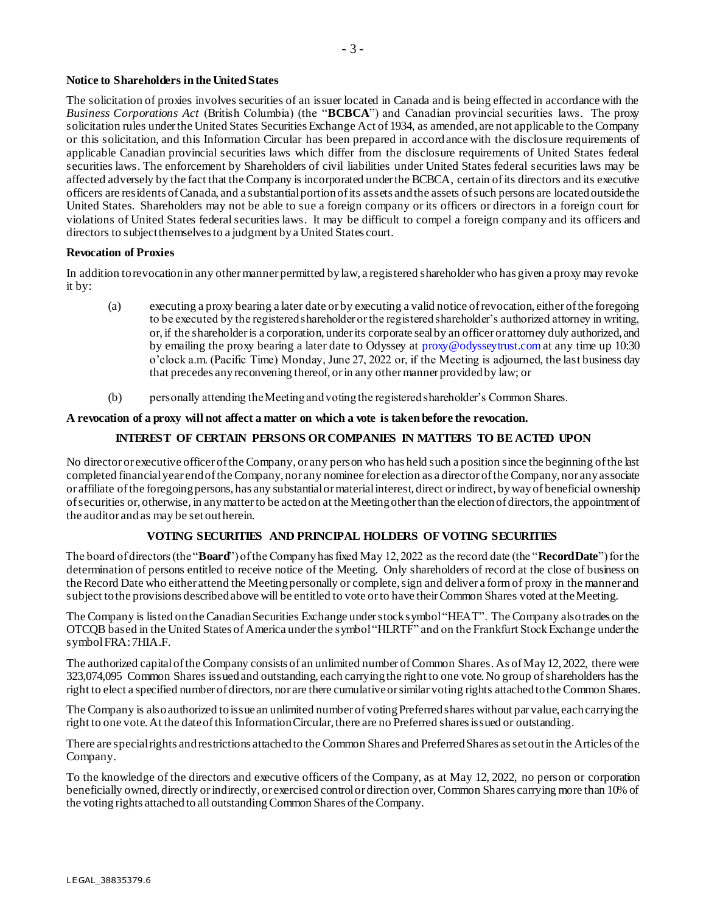**Notice to Shareholders in the United States**

The solicitation of proxies involves securities of an issuer located in Canada and is being effected in accordance with the *Business Corporations Act* (British Columbia) (the "**BCBCA**") and Canadian provincial securities laws. The proxy solicitation rules under the United States Securities Exchange Act of 1934, as amended, are not applicable to the Company or this solicitation, and this Information Circular has been prepared in accordance with the disclosure requirements of applicable Canadian provincial securities laws which differ from the disclosure requirements of United States federal securities laws. The enforcement by Shareholders of civil liabilities under United States federal securities laws may be affected adversely by the fact that the Company is incorporated under the BCBCA, certain of its directors and its executive officers are residents of Canada, and a substantial portion of its assets and the assets of such persons are located outside the United States. Shareholders may not be able to sue a foreign company or its officers or directors in a foreign court for violations of United States federal securities laws. It may be difficult to compel a foreign company and its officers and directors to subject themselves to a judgment by a United States court.

**Revocation of Proxies**

In addition to revocation in any other manner permitted by law, a registered shareholder who has given a proxy may revoke it by:

(a) executing a proxy bearing a later date or by executing a valid notice of revocation, either of the foregoing to be executed by the registered shareholder or the registered shareholder's authorized attorney in writing, or, if the shareholder is a corporation, under its corporate seal by an officer or attorney duly authorized, and by emailing the proxy bearing a later date to Odyssey at proxy@odysseytrust.com at any time up 10:30 o'clock a.m. (Pacific Time) Monday, June 27, 2022 or, if the Meeting is adjourned, the last business day that precedes any reconvening thereof, or in any other manner provided by law; or

(b) personally attending the Meeting and voting the registered shareholder's Common Shares.

**A revocation of a proxy will not affect a matter on which a vote is taken before the revocation.**

## INTEREST OF CERTAIN PERSONS OR COMPANIES IN MATTERS TO BE ACTED UPON

No director or executive officer of the Company, or any person who has held such a position since the beginning of the last completed financial year end of the Company, nor any nominee for election as a director of the Company, nor any associate or affiliate of the foregoing persons, has any substantial or material interest, direct or indirect, by way of beneficial ownership of securities or, otherwise, in any matter to be acted on at the Meeting other than the election of directors, the appointment of the auditor and as may be set out herein.

## VOTING SECURITIES AND PRINCIPAL HOLDERS OF VOTING SECURITIES

The board of directors (the "**Board**") of the Company has fixed May 12, 2022 as the record date (the "**Record Date**") for the determination of persons entitled to receive notice of the Meeting. Only shareholders of record at the close of business on the Record Date who either attend the Meeting personally or complete, sign and deliver a form of proxy in the manner and subject to the provisions described above will be entitled to vote or to have their Common Shares voted at the Meeting.

The Company is listed on the Canadian Securities Exchange under stock symbol "HEAT". The Company also trades on the OTCQB based in the United States of America under the symbol "HLRTF" and on the Frankfurt Stock Exchange under the symbol FRA: 7HIA.F.

The authorized capital of the Company consists of an unlimited number of Common Shares. As of May 12, 2022, there were 323,074,095 Common Shares issued and outstanding, each carrying the right to one vote. No group of shareholders has the right to elect a specified number of directors, nor are there cumulative or similar voting rights attached to the Common Shares.

The Company is also authorized to issue an unlimited number of voting Preferred shares without par value, each carrying the right to one vote. At the date of this Information Circular, there are no Preferred shares issued or outstanding.

There are special rights and restrictions attached to the Common Shares and Preferred Shares as set out in the Articles of the Company.

To the knowledge of the directors and executive officers of the Company, as at May 12, 2022, no person or corporation beneficially owned, directly or indirectly, or exercised control or direction over, Common Shares carrying more than 10% of the voting rights attached to all outstanding Common Shares of the Company.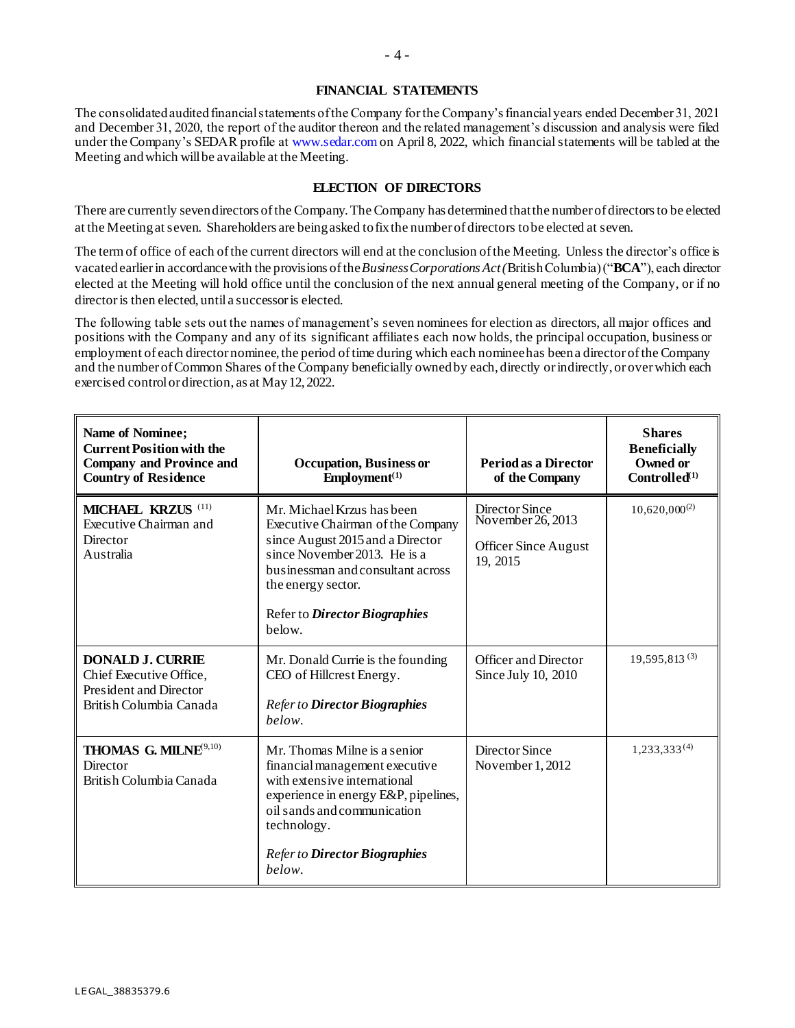## FINANCIAL STATEMENTS

The consolidated audited financial statements of the Company for the Company's financial years ended December 31, 2021 and December 31, 2020, the report of the auditor thereon and the related management's discussion and analysis were filed under the Company's SEDAR profile at www.sedar.com on April 8, 2022, which financial statements will be tabled at the Meeting and which will be available at the Meeting.

## ELECTION OF DIRECTORS

There are currently seven directors of the Company. The Company has determined that the number of directors to be elected at the Meeting at seven. Shareholders are being asked to fix the number of directors to be elected at seven.

The term of office of each of the current directors will end at the conclusion of the Meeting. Unless the director's office is vacated earlier in accordance with the provisions of the *Business Corporations Act (*British Columbia) ("**BCA**"), each director elected at the Meeting will hold office until the conclusion of the next annual general meeting of the Company, or if no director is then elected, until a successor is elected.

The following table sets out the names of management's seven nominees for election as directors, all major offices and positions with the Company and any of its significant affiliates each now holds, the principal occupation, business or employment of each director nominee, the period of time during which each nominee has been a director of the Company and the number of Common Shares of the Company beneficially owned by each, directly or indirectly, or over which each exercised control or direction, as at May 12, 2022.

| **Name of Nominee; Current Position with the Company and Province and Country of Residence** | **Occupation, Business or Employment[1]** | **Period as a Director of the Company** | **Shares Beneficially Owned or Controlled[1]** |
|---|---|---|---|
| **MICHAEL KRZUS** [11]<br>Executive Chairman and Director<br>Australia | Mr. Michael Krzus has been Executive Chairman of the Company since August 2015 and a Director since November 2013. He is a businessman and consultant across the energy sector.<br><br>Refer to ***Director Biographies*** below. | Director Since November 26, 2013<br><br>Officer Since August 19, 2015 | 10,620,000[2] |
| **DONALD J. CURRIE**<br>Chief Executive Office, President and Director<br>British Columbia Canada | Mr. Donald Currie is the founding CEO of Hillcrest Energy.<br><br>*Refer to **Director Biographies** below.* | Officer and Director Since July 10, 2010 | 19,595,813[3] |
| **THOMAS G. MILNE**[9,10]<br>Director<br>British Columbia Canada | Mr. Thomas Milne is a senior financial management executive with extensive international experience in energy E&P, pipelines, oil sands and communication technology.<br><br>*Refer to **Director Biographies** below.* | Director Since November 1, 2012 | 1,233,333[4] |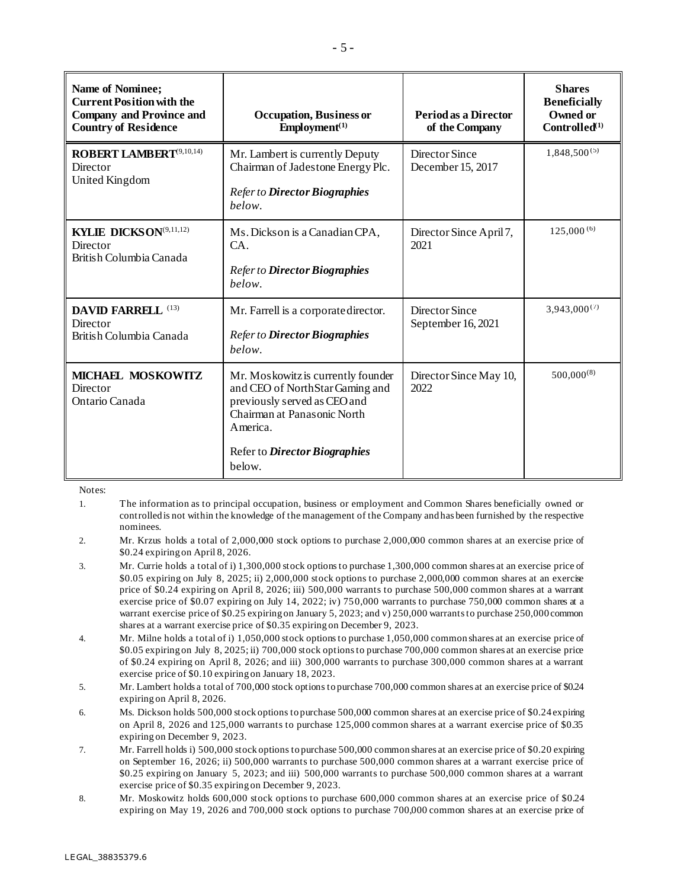| **Name of Nominee; Current Position with the Company and Province and Country of Residence** | **Occupation, Business or Employment[(1)]** | **Period as a Director of the Company** | **Shares Beneficially Owned or Controlled[(1)]** |
|---|---|---|---|
| **ROBERT LAMBERT**[(9,10,14)] Director United Kingdom | Mr. Lambert is currently Deputy Chairman of Jadestone Energy Plc. *Refer to **Director Biographies** below.* | Director Since December 15, 2017 | 1,848,500[(5)] |
| **KYLIE DICKSON**[(9,11,12)] Director British Columbia Canada | Ms. Dickson is a Canadian CPA, CA. *Refer to **Director Biographies** below.* | Director Since April 7, 2021 | 125,000[(6)] |
| **DAVID FARRELL** [(13)] Director British Columbia Canada | Mr. Farrell is a corporate director. *Refer to **Director Biographies** below.* | Director Since September 16, 2021 | 3,943,000[(7)] |
| **MICHAEL MOSKOWITZ** Director Ontario Canada | Mr. Moskowitz is currently founder and CEO of NorthStar Gaming and previously served as CEO and Chairman at Panasonic North America. Refer to ***Director Biographies*** below. | Director Since May 10, 2022 | 500,000[(8)] |

Notes:

1. The information as to principal occupation, business or employment and Common Shares beneficially owned or controlled is not within the knowledge of the management of the Company and has been furnished by the respective nominees.
2. Mr. Krzus holds a total of 2,000,000 stock options to purchase 2,000,000 common shares at an exercise price of $0.24 expiring on April 8, 2026.
3. Mr. Currie holds a total of i) 1,300,000 stock options to purchase 1,300,000 common shares at an exercise price of $0.05 expiring on July 8, 2025; ii) 2,000,000 stock options to purchase 2,000,000 common shares at an exercise price of $0.24 expiring on April 8, 2026; iii) 500,000 warrants to purchase 500,000 common shares at a warrant exercise price of $0.07 expiring on July 14, 2022; iv) 750,000 warrants to purchase 750,000 common shares at a warrant exercise price of $0.25 expiring on January 5, 2023; and v) 250,000 warrants to purchase 250,000 common shares at a warrant exercise price of $0.35 expiring on December 9, 2023.
4. Mr. Milne holds a total of i) 1,050,000 stock options to purchase 1,050,000 common shares at an exercise price of $0.05 expiring on July 8, 2025; ii) 700,000 stock options to purchase 700,000 common shares at an exercise price of $0.24 expiring on April 8, 2026; and iii) 300,000 warrants to purchase 300,000 common shares at a warrant exercise price of $0.10 expiring on January 18, 2023.
5. Mr. Lambert holds a total of 700,000 stock options to purchase 700,000 common shares at an exercise price of $0.24 expiring on April 8, 2026.
6. Ms. Dickson holds 500,000 stock options to purchase 500,000 common shares at an exercise price of $0.24 expiring on April 8, 2026 and 125,000 warrants to purchase 125,000 common shares at a warrant exercise price of $0.35 expiring on December 9, 2023.
7. Mr. Farrell holds i) 500,000 stock options to purchase 500,000 common shares at an exercise price of $0.20 expiring on September 16, 2026; ii) 500,000 warrants to purchase 500,000 common shares at a warrant exercise price of $0.25 expiring on January 5, 2023; and iii) 500,000 warrants to purchase 500,000 common shares at a warrant exercise price of $0.35 expiring on December 9, 2023.
8. Mr. Moskowitz holds 600,000 stock options to purchase 600,000 common shares at an exercise price of $0.24 expiring on May 19, 2026 and 700,000 stock options to purchase 700,000 common shares at an exercise price of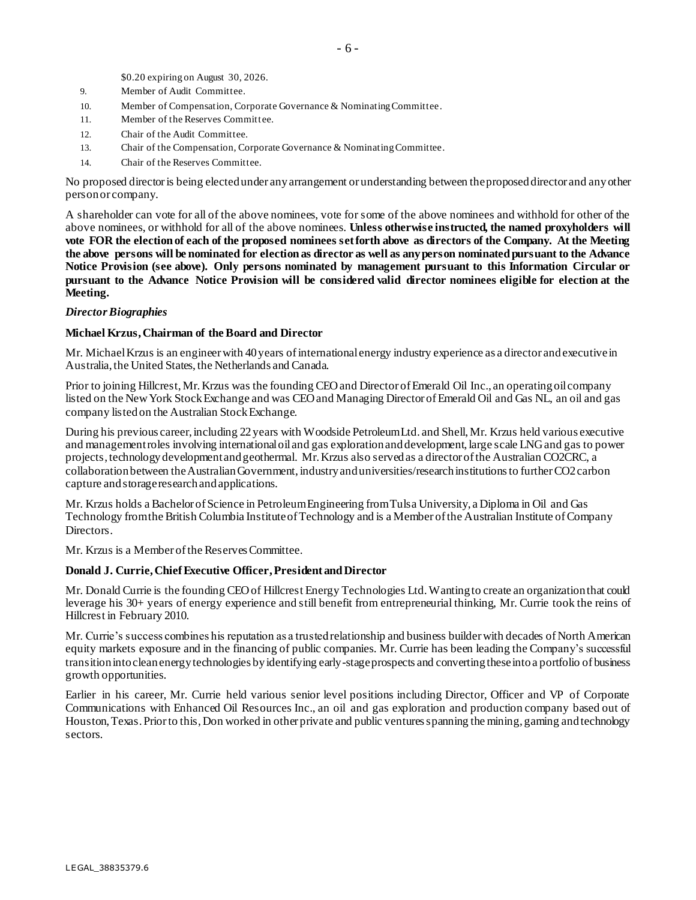$0.20 expiring on August 30, 2026.

9. Member of Audit Committee.
10. Member of Compensation, Corporate Governance & Nominating Committee.
11. Member of the Reserves Committee.
12. Chair of the Audit Committee.
13. Chair of the Compensation, Corporate Governance & Nominating Committee.
14. Chair of the Reserves Committee.

No proposed director is being elected under any arrangement or understanding between the proposed director and any other person or company.

A shareholder can vote for all of the above nominees, vote for some of the above nominees and withhold for other of the above nominees, or withhold for all of the above nominees. **Unless otherwise instructed, the named proxyholders will vote FOR the election of each of the proposed nominees set forth above as directors of the Company. At the Meeting the above persons will be nominated for election as director as well as any person nominated pursuant to the Advance Notice Provision (see above). Only persons nominated by management pursuant to this Information Circular or pursuant to the Advance Notice Provision will be considered valid director nominees eligible for election at the Meeting.**

***Director Biographies***

**Michael Krzus, Chairman of the Board and Director**

Mr. Michael Krzus is an engineer with 40 years of international energy industry experience as a director and executive in Australia, the United States, the Netherlands and Canada.

Prior to joining Hillcrest, Mr. Krzus was the founding CEO and Director of Emerald Oil Inc., an operating oil company listed on the New York Stock Exchange and was CEO and Managing Director of Emerald Oil and Gas NL, an oil and gas company listed on the Australian Stock Exchange.

During his previous career, including 22 years with Woodside Petroleum Ltd. and Shell, Mr. Krzus held various executive and management roles involving international oil and gas exploration and development, large scale LNG and gas to power projects, technology development and geothermal. Mr. Krzus also served as a director of the Australian CO2CRC, a collaboration between the Australian Government, industry and universities/research institutions to further CO2 carbon capture and storage research and applications.

Mr. Krzus holds a Bachelor of Science in Petroleum Engineering from Tulsa University, a Diploma in Oil and Gas Technology from the British Columbia Institute of Technology and is a Member of the Australian Institute of Company Directors.

Mr. Krzus is a Member of the Reserves Committee.

**Donald J. Currie, Chief Executive Officer, President and Director**

Mr. Donald Currie is the founding CEO of Hillcrest Energy Technologies Ltd. Wanting to create an organization that could leverage his 30+ years of energy experience and still benefit from entrepreneurial thinking, Mr. Currie took the reins of Hillcrest in February 2010.

Mr. Currie's success combines his reputation as a trusted relationship and business builder with decades of North American equity markets exposure and in the financing of public companies. Mr. Currie has been leading the Company's successful transition into clean energy technologies by identifying early-stage prospects and converting these into a portfolio of business growth opportunities.

Earlier in his career, Mr. Currie held various senior level positions including Director, Officer and VP of Corporate Communications with Enhanced Oil Resources Inc., an oil and gas exploration and production company based out of Houston, Texas. Prior to this, Don worked in other private and public ventures spanning the mining, gaming and technology sectors.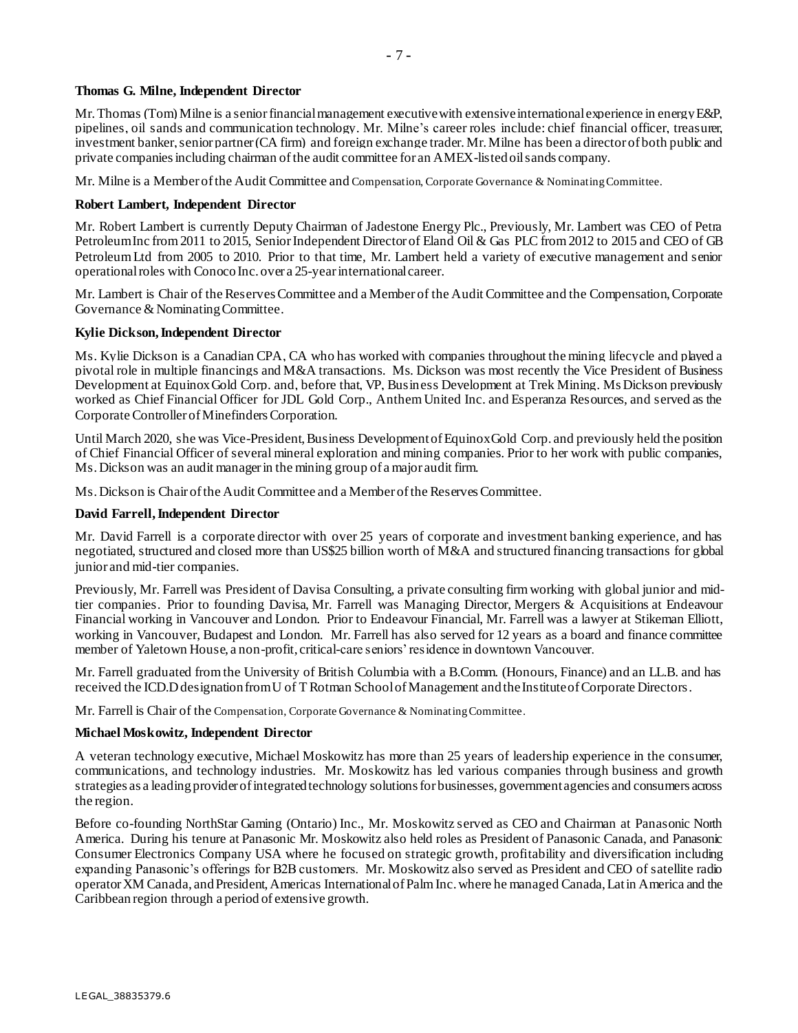**Thomas G. Milne, Independent Director**

Mr. Thomas (Tom) Milne is a senior financial management executive with extensive international experience in energy E&P, pipelines, oil sands and communication technology. Mr. Milne's career roles include: chief financial officer, treasurer, investment banker, senior partner (CA firm) and foreign exchange trader. Mr. Milne has been a director of both public and private companies including chairman of the audit committee for an AMEX-listed oil sands company.

Mr. Milne is a Member of the Audit Committee and Compensation, Corporate Governance & Nominating Committee.

**Robert Lambert, Independent Director**

Mr. Robert Lambert is currently Deputy Chairman of Jadestone Energy Plc., Previously, Mr. Lambert was CEO of Petra Petroleum Inc from 2011 to 2015, Senior Independent Director of Eland Oil & Gas PLC from 2012 to 2015 and CEO of GB Petroleum Ltd from 2005 to 2010. Prior to that time, Mr. Lambert held a variety of executive management and senior operational roles with Conoco Inc. over a 25-year international career.

Mr. Lambert is Chair of the Reserves Committee and a Member of the Audit Committee and the Compensation, Corporate Governance & Nominating Committee.

**Kylie Dickson, Independent Director**

Ms. Kylie Dickson is a Canadian CPA, CA who has worked with companies throughout the mining lifecycle and played a pivotal role in multiple financings and M&A transactions. Ms. Dickson was most recently the Vice President of Business Development at Equinox Gold Corp. and, before that, VP, Business Development at Trek Mining. Ms Dickson previously worked as Chief Financial Officer for JDL Gold Corp., Anthem United Inc. and Esperanza Resources, and served as the Corporate Controller of Minefinders Corporation.

Until March 2020, she was Vice-President, Business Development of Equinox Gold Corp. and previously held the position of Chief Financial Officer of several mineral exploration and mining companies. Prior to her work with public companies, Ms. Dickson was an audit manager in the mining group of a major audit firm.

Ms. Dickson is Chair of the Audit Committee and a Member of the Reserves Committee.

**David Farrell, Independent Director**

Mr. David Farrell is a corporate director with over 25 years of corporate and investment banking experience, and has negotiated, structured and closed more than US$25 billion worth of M&A and structured financing transactions for global junior and mid-tier companies.

Previously, Mr. Farrell was President of Davisa Consulting, a private consulting firm working with global junior and mid-tier companies. Prior to founding Davisa, Mr. Farrell was Managing Director, Mergers & Acquisitions at Endeavour Financial working in Vancouver and London. Prior to Endeavour Financial, Mr. Farrell was a lawyer at Stikeman Elliott, working in Vancouver, Budapest and London. Mr. Farrell has also served for 12 years as a board and finance committee member of Yaletown House, a non-profit, critical-care seniors' residence in downtown Vancouver.

Mr. Farrell graduated from the University of British Columbia with a B.Comm. (Honours, Finance) and an LL.B. and has received the ICD.D designation from U of T Rotman School of Management and the Institute of Corporate Directors.

Mr. Farrell is Chair of the Compensation, Corporate Governance & Nominating Committee.

**Michael Moskowitz, Independent Director**

A veteran technology executive, Michael Moskowitz has more than 25 years of leadership experience in the consumer, communications, and technology industries. Mr. Moskowitz has led various companies through business and growth strategies as a leading provider of integrated technology solutions for businesses, government agencies and consumers across the region.

Before co-founding NorthStar Gaming (Ontario) Inc., Mr. Moskowitz served as CEO and Chairman at Panasonic North America. During his tenure at Panasonic Mr. Moskowitz also held roles as President of Panasonic Canada, and Panasonic Consumer Electronics Company USA where he focused on strategic growth, profitability and diversification including expanding Panasonic's offerings for B2B customers. Mr. Moskowitz also served as President and CEO of satellite radio operator XM Canada, and President, Americas International of Palm Inc. where he managed Canada, Latin America and the Caribbean region through a period of extensive growth.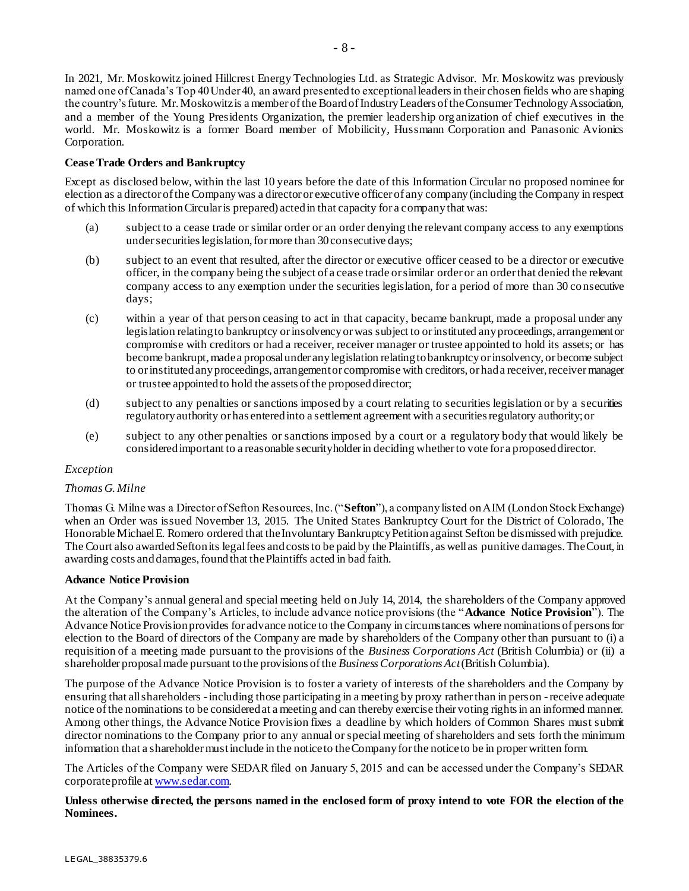In 2021, Mr. Moskowitz joined Hillcrest Energy Technologies Ltd. as Strategic Advisor. Mr. Moskowitz was previously named one of Canada's Top 40 Under 40, an award presented to exceptional leaders in their chosen fields who are shaping the country's future. Mr. Moskowitz is a member of the Board of Industry Leaders of the Consumer Technology Association, and a member of the Young Presidents Organization, the premier leadership organization of chief executives in the world. Mr. Moskowitz is a former Board member of Mobilicity, Hussmann Corporation and Panasonic Avionics Corporation.

**Cease Trade Orders and Bankruptcy**

Except as disclosed below, within the last 10 years before the date of this Information Circular no proposed nominee for election as a director of the Company was a director or executive officer of any company (including the Company in respect of which this Information Circular is prepared) acted in that capacity for a company that was:

(a) subject to a cease trade or similar order or an order denying the relevant company access to any exemptions under securities legislation, for more than 30 consecutive days;

(b) subject to an event that resulted, after the director or executive officer ceased to be a director or executive officer, in the company being the subject of a cease trade or similar order or an order that denied the relevant company access to any exemption under the securities legislation, for a period of more than 30 consecutive days;

(c) within a year of that person ceasing to act in that capacity, became bankrupt, made a proposal under any legislation relating to bankruptcy or insolvency or was subject to or instituted any proceedings, arrangement or compromise with creditors or had a receiver, receiver manager or trustee appointed to hold its assets; or has become bankrupt, made a proposal under any legislation relating to bankruptcy or insolvency, or become subject to or instituted any proceedings, arrangement or compromise with creditors, or had a receiver, receiver manager or trustee appointed to hold the assets of the proposed director;

(d) subject to any penalties or sanctions imposed by a court relating to securities legislation or by a securities regulatory authority or has entered into a settlement agreement with a securities regulatory authority; or

(e) subject to any other penalties or sanctions imposed by a court or a regulatory body that would likely be considered important to a reasonable securityholder in deciding whether to vote for a proposed director.

*Exception*

*Thomas G. Milne*

Thomas G. Milne was a Director of Sefton Resources, Inc. ("**Sefton**"), a company listed on AIM (London Stock Exchange) when an Order was issued November 13, 2015. The United States Bankruptcy Court for the District of Colorado, The Honorable Michael E. Romero ordered that the Involuntary Bankruptcy Petition against Sefton be dismissed with prejudice. The Court also awarded Sefton its legal fees and costs to be paid by the Plaintiffs, as well as punitive damages. The Court, in awarding costs and damages, found that the Plaintiffs acted in bad faith.

**Advance Notice Provision**

At the Company's annual general and special meeting held on July 14, 2014, the shareholders of the Company approved the alteration of the Company's Articles, to include advance notice provisions (the "**Advance Notice Provision**"). The Advance Notice Provision provides for advance notice to the Company in circumstances where nominations of persons for election to the Board of directors of the Company are made by shareholders of the Company other than pursuant to (i) a requisition of a meeting made pursuant to the provisions of the *Business Corporations Act* (British Columbia) or (ii) a shareholder proposal made pursuant to the provisions of the *Business Corporations Act* (British Columbia).

The purpose of the Advance Notice Provision is to foster a variety of interests of the shareholders and the Company by ensuring that all shareholders - including those participating in a meeting by proxy rather than in person - receive adequate notice of the nominations to be considered at a meeting and can thereby exercise their voting rights in an informed manner. Among other things, the Advance Notice Provision fixes a deadline by which holders of Common Shares must submit director nominations to the Company prior to any annual or special meeting of shareholders and sets forth the minimum information that a shareholder must include in the notice to the Company for the notice to be in proper written form.

The Articles of the Company were SEDAR filed on January 5, 2015 and can be accessed under the Company's SEDAR corporate profile at www.sedar.com.

**Unless otherwise directed, the persons named in the enclosed form of proxy intend to vote FOR the election of the Nominees.**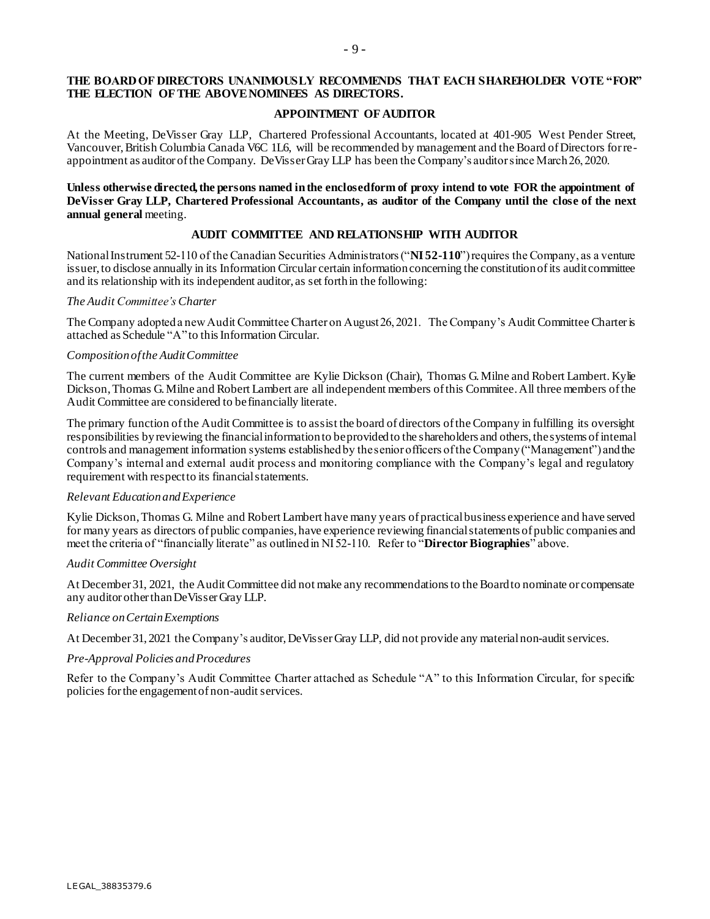**THE BOARD OF DIRECTORS UNANIMOUSLY RECOMMENDS THAT EACH SHAREHOLDER VOTE "FOR" THE ELECTION OF THE ABOVE NOMINEES AS DIRECTORS.**

## APPOINTMENT OF AUDITOR

At the Meeting, DeVisser Gray LLP, Chartered Professional Accountants, located at 401-905 West Pender Street, Vancouver, British Columbia Canada V6C 1L6, will be recommended by management and the Board of Directors for re-appointment as auditor of the Company. DeVisser Gray LLP has been the Company's auditor since March 26, 2020.

**Unless otherwise directed, the persons named in the enclosed form of proxy intend to vote FOR the appointment of DeVisser Gray LLP, Chartered Professional Accountants, as auditor of the Company until the close of the next annual general** meeting.

## AUDIT COMMITTEE AND RELATIONSHIP WITH AUDITOR

National Instrument 52-110 of the Canadian Securities Administrators ("**NI 52-110**") requires the Company, as a venture issuer, to disclose annually in its Information Circular certain information concerning the constitution of its audit committee and its relationship with its independent auditor, as set forth in the following:

*The Audit Committee's Charter*

The Company adopted a new Audit Committee Charter on August 26, 2021. The Company's Audit Committee Charter is attached as Schedule "A" to this Information Circular.

*Composition of the Audit Committee*

The current members of the Audit Committee are Kylie Dickson (Chair), Thomas G. Milne and Robert Lambert. Kylie Dickson, Thomas G. Milne and Robert Lambert are all independent members of this Commitee. All three members of the Audit Committee are considered to be financially literate.

The primary function of the Audit Committee is to assist the board of directors of the Company in fulfilling its oversight responsibilities by reviewing the financial information to be provided to the shareholders and others, the systems of internal controls and management information systems established by the senior officers of the Company ("Management") and the Company's internal and external audit process and monitoring compliance with the Company's legal and regulatory requirement with respect to its financial statements.

*Relevant Education and Experience*

Kylie Dickson, Thomas G. Milne and Robert Lambert have many years of practical business experience and have served for many years as directors of public companies, have experience reviewing financial statements of public companies and meet the criteria of "financially literate" as outlined in NI 52-110. Refer to "**Director Biographies**" above.

*Audit Committee Oversight*

At December 31, 2021, the Audit Committee did not make any recommendations to the Board to nominate or compensate any auditor other than DeVisser Gray LLP.

*Reliance on Certain Exemptions*

At December 31, 2021 the Company's auditor, DeVisser Gray LLP, did not provide any material non-audit services.

*Pre-Approval Policies and Procedures*

Refer to the Company's Audit Committee Charter attached as Schedule "A" to this Information Circular, for specific policies for the engagement of non-audit services.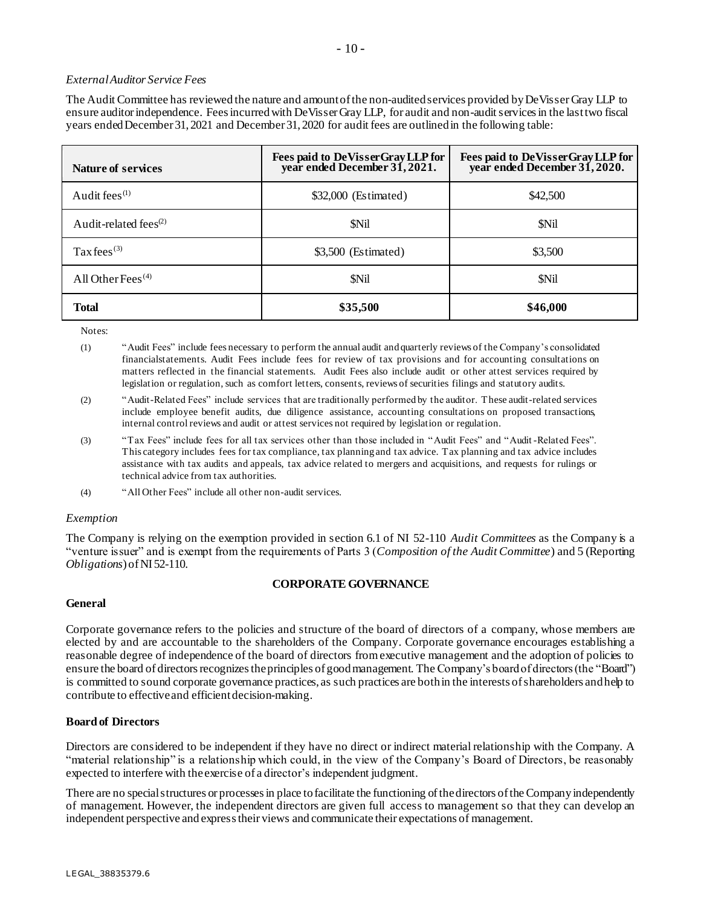*External Auditor Service Fees*

The Audit Committee has reviewed the nature and amount of the non-audited services provided by DeVisser Gray LLP to ensure auditor independence. Fees incurred with DeVisser Gray LLP, for audit and non-audit services in the last two fiscal years ended December 31, 2021 and December 31, 2020 for audit fees are outlined in the following table:

| **Nature of services** | **Fees paid to DeVisser Gray LLP for year ended December 31, 2021.** | **Fees paid to DeVisser Gray LLP for year ended December 31, 2020.** |
|---|---|---|
| Audit fees[(1)] | $32,000 (Estimated) | $42,500 |
| Audit-related fees[(2)] | $Nil | $Nil |
| Tax fees[(3)] | $3,500 (Estimated) | $3,500 |
| All Other Fees[(4)] | $Nil | $Nil |
| **Total** | **$35,500** | **$46,000** |

Notes:

(1) "Audit Fees" include fees necessary to perform the annual audit and quarterly reviews of the Company's consolidated financialstatements. Audit Fees include fees for review of tax provisions and for accounting consultations on matters reflected in the financial statements. Audit Fees also include audit or other attest services required by legislation or regulation, such as comfort letters, consents, reviews of securities filings and statutory audits.

(2) "Audit-Related Fees" include services that are traditionally performed by the auditor. These audit-related services include employee benefit audits, due diligence assistance, accounting consultations on proposed transactions, internal control reviews and audit or attest services not required by legislation or regulation.

(3) "Tax Fees" include fees for all tax services other than those included in "Audit Fees" and "Audit-Related Fees". This category includes fees for tax compliance, tax planning and tax advice. Tax planning and tax advice includes assistance with tax audits and appeals, tax advice related to mergers and acquisitions, and requests for rulings or technical advice from tax authorities.

(4) "All Other Fees" include all other non-audit services.

*Exemption*

The Company is relying on the exemption provided in section 6.1 of NI 52-110 *Audit Committees* as the Company is a "venture issuer" and is exempt from the requirements of Parts 3 (*Composition of the Audit Committee*) and 5 (Reporting *Obligations*) of NI 52-110.

## CORPORATE GOVERNANCE

### General

Corporate governance refers to the policies and structure of the board of directors of a company, whose members are elected by and are accountable to the shareholders of the Company. Corporate governance encourages establishing a reasonable degree of independence of the board of directors from executive management and the adoption of policies to ensure the board of directors recognizes the principles of good management. The Company's board of directors (the "Board") is committed to sound corporate governance practices, as such practices are both in the interests of shareholders and help to contribute to effective and efficient decision-making.

### Board of Directors

Directors are considered to be independent if they have no direct or indirect material relationship with the Company. A "material relationship" is a relationship which could, in the view of the Company's Board of Directors, be reasonably expected to interfere with the exercise of a director's independent judgment.

There are no special structures or processes in place to facilitate the functioning of the directors of the Company independently of management. However, the independent directors are given full access to management so that they can develop an independent perspective and express their views and communicate their expectations of management.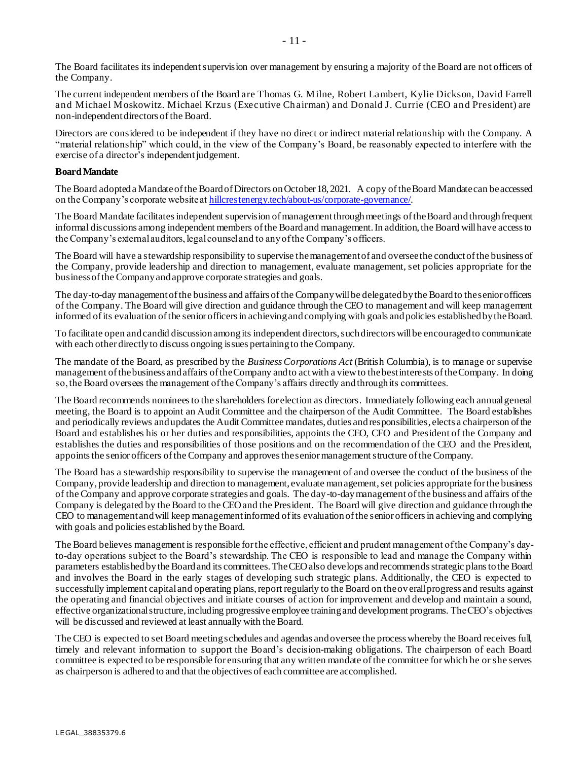The Board facilitates its independent supervision over management by ensuring a majority of the Board are not officers of the Company.

The current independent members of the Board are Thomas G. Milne, Robert Lambert, Kylie Dickson, David Farrell and Michael Moskowitz. Michael Krzus (Executive Chairman) and Donald J. Currie (CEO and President) are non-independent directors of the Board.

Directors are considered to be independent if they have no direct or indirect material relationship with the Company. A "material relationship" which could, in the view of the Company's Board, be reasonably expected to interfere with the exercise of a director's independent judgement.

**Board Mandate**

The Board adopted a Mandate of the Board of Directors on October 18, 2021. A copy of the Board Mandate can be accessed on the Company's corporate website at [hillcrestenergy.tech/about-us/corporate-governance/](hillcrestenergy.tech/about-us/corporate-governance/).

The Board Mandate facilitates independent supervision of management through meetings of the Board and through frequent informal discussions among independent members of the Board and management. In addition, the Board will have access to the Company's external auditors, legal counsel and to any of the Company's officers.

The Board will have a stewardship responsibility to supervise the management of and oversee the conduct of the business of the Company, provide leadership and direction to management, evaluate management, set policies appropriate for the business of the Company and approve corporate strategies and goals.

The day-to-day management of the business and affairs of the Company will be delegated by the Board to the senior officers of the Company. The Board will give direction and guidance through the CEO to management and will keep management informed of its evaluation of the senior officers in achieving and complying with goals and policies established by the Board.

To facilitate open and candid discussion among its independent directors, such directors will be encouraged to communicate with each other directly to discuss ongoing issues pertaining to the Company.

The mandate of the Board, as prescribed by the *Business Corporations Act* (British Columbia), is to manage or supervise management of the business and affairs of the Company and to act with a view to the best interests of the Company. In doing so, the Board oversees the management of the Company's affairs directly and through its committees.

The Board recommends nominees to the shareholders for election as directors. Immediately following each annual general meeting, the Board is to appoint an Audit Committee and the chairperson of the Audit Committee. The Board establishes and periodically reviews and updates the Audit Committee mandates, duties and responsibilities, elects a chairperson of the Board and establishes his or her duties and responsibilities, appoints the CEO, CFO and President of the Company and establishes the duties and responsibilities of those positions and on the recommendation of the CEO and the President, appoints the senior officers of the Company and approves the senior management structure of the Company.

The Board has a stewardship responsibility to supervise the management of and oversee the conduct of the business of the Company, provide leadership and direction to management, evaluate management, set policies appropriate for the business of the Company and approve corporate strategies and goals. The day-to-day management of the business and affairs of the Company is delegated by the Board to the CEO and the President. The Board will give direction and guidance through the CEO to management and will keep management informed of its evaluation of the senior officers in achieving and complying with goals and policies established by the Board.

The Board believes management is responsible for the effective, efficient and prudent management of the Company's day-to-day operations subject to the Board's stewardship. The CEO is responsible to lead and manage the Company within parameters established by the Board and its committees. The CEO also develops and recommends strategic plans to the Board and involves the Board in the early stages of developing such strategic plans. Additionally, the CEO is expected to successfully implement capital and operating plans, report regularly to the Board on the overall progress and results against the operating and financial objectives and initiate courses of action for improvement and develop and maintain a sound, effective organizational structure, including progressive employee training and development programs. The CEO's objectives will be discussed and reviewed at least annually with the Board.

The CEO is expected to set Board meeting schedules and agendas and oversee the process whereby the Board receives full, timely and relevant information to support the Board's decision-making obligations. The chairperson of each Board committee is expected to be responsible for ensuring that any written mandate of the committee for which he or she serves as chairperson is adhered to and that the objectives of each committee are accomplished.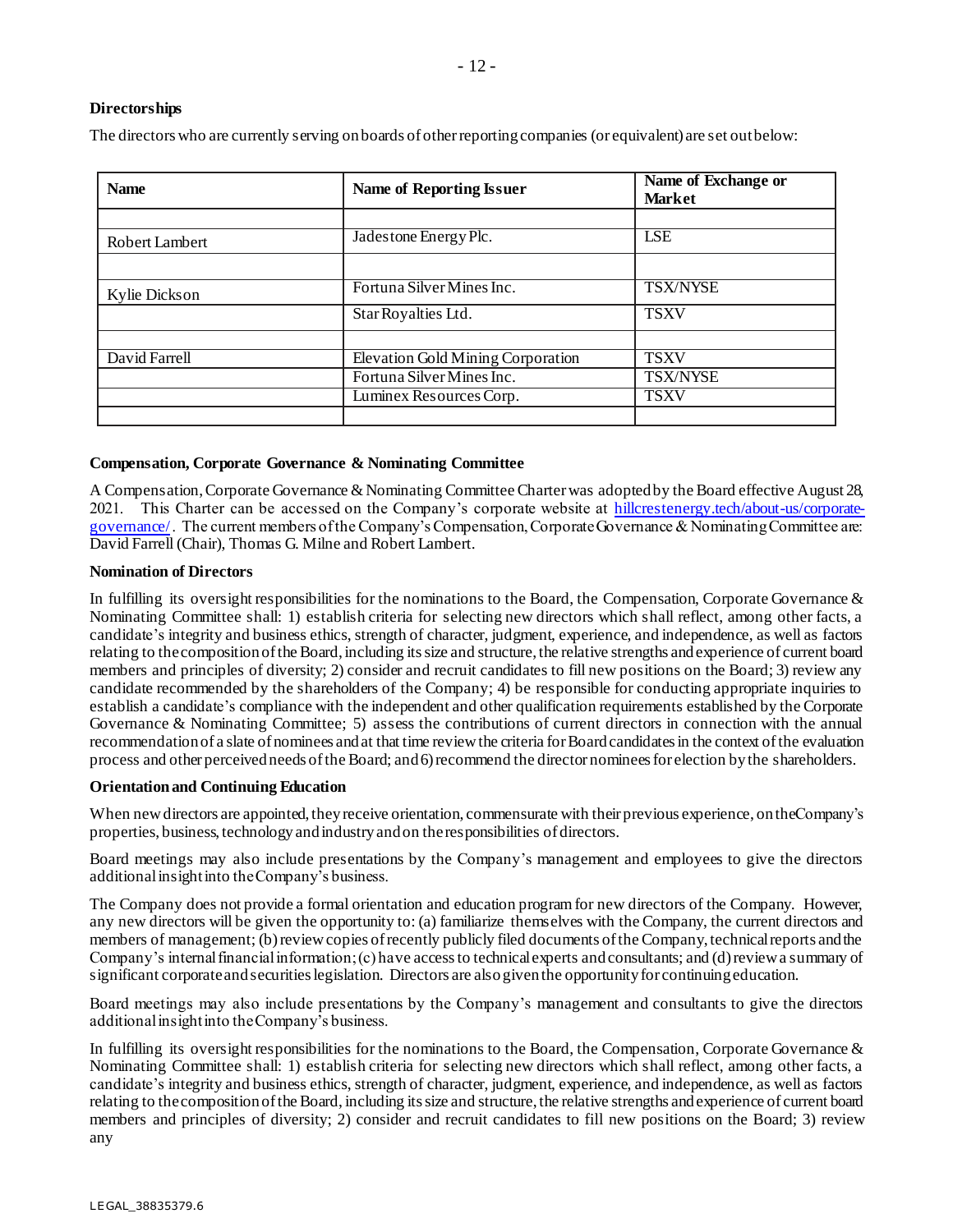**Directorships**

The directors who are currently serving on boards of other reporting companies (or equivalent) are set out below:

| Name | Name of Reporting Issuer | Name of Exchange or Market |
|---|---|---|
| | | |
| Robert Lambert | Jadestone Energy Plc. | LSE |
| | | |
| Kylie Dickson | Fortuna Silver Mines Inc. | TSX/NYSE |
| | Star Royalties Ltd. | TSXV |
| | | |
| David Farrell | Elevation Gold Mining Corporation | TSXV |
| | Fortuna Silver Mines Inc. | TSX/NYSE |
| | Luminex Resources Corp. | TSXV |
| | | |

**Compensation, Corporate Governance & Nominating Committee**

A Compensation, Corporate Governance & Nominating Committee Charter was adopted by the Board effective August 28, 2021. This Charter can be accessed on the Company's corporate website at [hillcrestenergy.tech/about-us/corporate-governance/](hillcrestenergy.tech/about-us/corporate-governance/). The current members of the Company's Compensation, Corporate Governance & Nominating Committee are: David Farrell (Chair), Thomas G. Milne and Robert Lambert.

**Nomination of Directors**

In fulfilling its oversight responsibilities for the nominations to the Board, the Compensation, Corporate Governance & Nominating Committee shall: 1) establish criteria for selecting new directors which shall reflect, among other facts, a candidate's integrity and business ethics, strength of character, judgment, experience, and independence, as well as factors relating to the composition of the Board, including its size and structure, the relative strengths and experience of current board members and principles of diversity; 2) consider and recruit candidates to fill new positions on the Board; 3) review any candidate recommended by the shareholders of the Company; 4) be responsible for conducting appropriate inquiries to establish a candidate's compliance with the independent and other qualification requirements established by the Corporate Governance & Nominating Committee; 5) assess the contributions of current directors in connection with the annual recommendation of a slate of nominees and at that time review the criteria for Board candidates in the context of the evaluation process and other perceived needs of the Board; and 6) recommend the director nominees for election by the shareholders.

**Orientation and Continuing Education**

When new directors are appointed, they receive orientation, commensurate with their previous experience, on the Company's properties, business, technology and industry and on the responsibilities of directors.

Board meetings may also include presentations by the Company's management and employees to give the directors additional insight into the Company's business.

The Company does not provide a formal orientation and education program for new directors of the Company. However, any new directors will be given the opportunity to: (a) familiarize themselves with the Company, the current directors and members of management; (b) review copies of recently publicly filed documents of the Company, technical reports and the Company's internal financial information; (c) have access to technical experts and consultants; and (d) review a summary of significant corporate and securities legislation. Directors are also given the opportunity for continuing education.

Board meetings may also include presentations by the Company's management and consultants to give the directors additional insight into the Company's business.

In fulfilling its oversight responsibilities for the nominations to the Board, the Compensation, Corporate Governance & Nominating Committee shall: 1) establish criteria for selecting new directors which shall reflect, among other facts, a candidate's integrity and business ethics, strength of character, judgment, experience, and independence, as well as factors relating to the composition of the Board, including its size and structure, the relative strengths and experience of current board members and principles of diversity; 2) consider and recruit candidates to fill new positions on the Board; 3) review any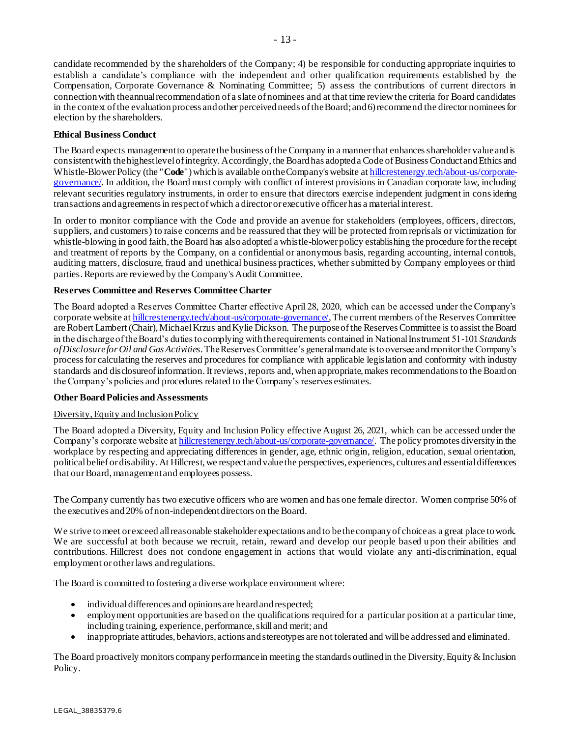candidate recommended by the shareholders of the Company; 4) be responsible for conducting appropriate inquiries to establish a candidate's compliance with the independent and other qualification requirements established by the Compensation, Corporate Governance & Nominating Committee; 5) assess the contributions of current directors in connection with the annual recommendation of a slate of nominees and at that time review the criteria for Board candidates in the context of the evaluation process and other perceived needs of the Board; and 6) recommend the director nominees for election by the shareholders.

**Ethical Business Conduct**

The Board expects management to operate the business of the Company in a manner that enhances shareholder value and is consistent with the highest level of integrity. Accordingly, the Board has adopted a Code of Business Conduct and Ethics and Whistle-Blower Policy (the "**Code**") which is available on the Company's website at [hillcrestenergy.tech/about-us/corporate-governance/](hillcrestenergy.tech/about-us/corporate-governance/). In addition, the Board must comply with conflict of interest provisions in Canadian corporate law, including relevant securities regulatory instruments, in order to ensure that directors exercise independent judgment in considering transactions and agreements in respect of which a director or executive officer has a material interest.

In order to monitor compliance with the Code and provide an avenue for stakeholders (employees, officers, directors, suppliers, and customers) to raise concerns and be reassured that they will be protected from reprisals or victimization for whistle-blowing in good faith, the Board has also adopted a whistle-blower policy establishing the procedure for the receipt and treatment of reports by the Company, on a confidential or anonymous basis, regarding accounting, internal controls, auditing matters, disclosure, fraud and unethical business practices, whether submitted by Company employees or third parties. Reports are reviewed by the Company's Audit Committee.

**Reserves Committee and Reserves Committee Charter**

The Board adopted a Reserves Committee Charter effective April 28, 2020, which can be accessed under the Company's corporate website at [hillcrestenergy.tech/about-us/corporate-governance/](hillcrestenergy.tech/about-us/corporate-governance/), The current members of the Reserves Committee are Robert Lambert (Chair), Michael Krzus and Kylie Dickson. The purpose of the Reserves Committee is to assist the Board in the discharge of the Board's duties to complying with the requirements contained in National Instrument 51-101 *Standards of Disclosure for Oil and Gas Activities*. The Reserves Committee's general mandate is to oversee and monitor the Company's process for calculating the reserves and procedures for compliance with applicable legislation and conformity with industry standards and disclosure of information. It reviews, reports and, when appropriate, makes recommendations to the Board on the Company's policies and procedures related to the Company's reserves estimates.

**Other Board Policies and Assessments**

<u>Diversity, Equity and Inclusion Policy</u>

The Board adopted a Diversity, Equity and Inclusion Policy effective August 26, 2021, which can be accessed under the Company's corporate website at [hillcrestenergy.tech/about-us/corporate-governance/](hillcrestenergy.tech/about-us/corporate-governance/). The policy promotes diversity in the workplace by respecting and appreciating differences in gender, age, ethnic origin, religion, education, sexual orientation, political belief or disability. At Hillcrest, we respect and value the perspectives, experiences, cultures and essential differences that our Board, management and employees possess.

The Company currently has two executive officers who are women and has one female director. Women comprise 50% of the executives and 20% of non-independent directors on the Board.

We strive to meet or exceed all reasonable stakeholder expectations and to be the company of choice as a great place to work. We are successful at both because we recruit, retain, reward and develop our people based upon their abilities and contributions. Hillcrest does not condone engagement in actions that would violate any anti-discrimination, equal employment or other laws and regulations.

The Board is committed to fostering a diverse workplace environment where:

- individual differences and opinions are heard and respected;
- employment opportunities are based on the qualifications required for a particular position at a particular time, including training, experience, performance, skill and merit; and
- inappropriate attitudes, behaviors, actions and stereotypes are not tolerated and will be addressed and eliminated.

The Board proactively monitors company performance in meeting the standards outlined in the Diversity, Equity & Inclusion Policy.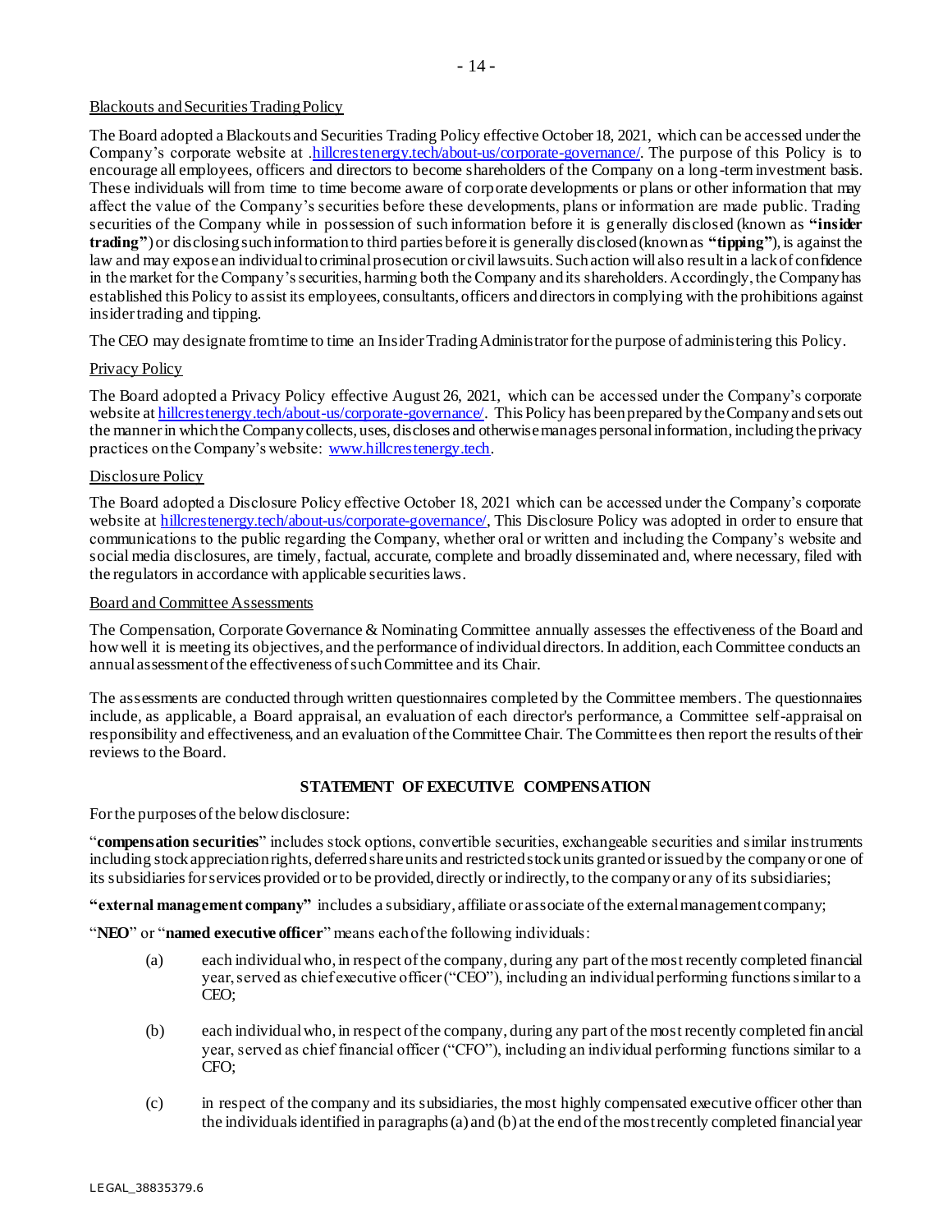Blackouts and Securities Trading Policy

The Board adopted a Blackouts and Securities Trading Policy effective October 18, 2021, which can be accessed under the Company's corporate website at .hillcrestenergy.tech/about-us/corporate-governance/. The purpose of this Policy is to encourage all employees, officers and directors to become shareholders of the Company on a long-term investment basis. These individuals will from time to time become aware of corporate developments or plans or other information that may affect the value of the Company's securities before these developments, plans or information are made public. Trading securities of the Company while in possession of such information before it is generally disclosed (known as **"insider trading"**) or disclosing such information to third parties before it is generally disclosed (known as **"tipping"**), is against the law and may expose an individual to criminal prosecution or civil lawsuits. Such action will also result in a lack of confidence in the market for the Company's securities, harming both the Company and its shareholders. Accordingly, the Company has established this Policy to assist its employees, consultants, officers and directors in complying with the prohibitions against insider trading and tipping.

The CEO may designate from time to time an Insider Trading Administrator for the purpose of administering this Policy.

Privacy Policy

The Board adopted a Privacy Policy effective August 26, 2021, which can be accessed under the Company's corporate website at hillcrestenergy.tech/about-us/corporate-governance/. This Policy has been prepared by the Company and sets out the manner in which the Company collects, uses, discloses and otherwise manages personal information, including the privacy practices on the Company's website: www.hillcrestenergy.tech.

Disclosure Policy

The Board adopted a Disclosure Policy effective October 18, 2021 which can be accessed under the Company's corporate website at hillcrestenergy.tech/about-us/corporate-governance/, This Disclosure Policy was adopted in order to ensure that communications to the public regarding the Company, whether oral or written and including the Company's website and social media disclosures, are timely, factual, accurate, complete and broadly disseminated and, where necessary, filed with the regulators in accordance with applicable securities laws.

Board and Committee Assessments

The Compensation, Corporate Governance & Nominating Committee annually assesses the effectiveness of the Board and how well it is meeting its objectives, and the performance of individual directors. In addition, each Committee conducts an annual assessment of the effectiveness of such Committee and its Chair.

The assessments are conducted through written questionnaires completed by the Committee members. The questionnaires include, as applicable, a Board appraisal, an evaluation of each director's performance, a Committee self-appraisal on responsibility and effectiveness, and an evaluation of the Committee Chair. The Committees then report the results of their reviews to the Board.

## STATEMENT OF EXECUTIVE COMPENSATION

For the purposes of the below disclosure:

"**compensation securities**" includes stock options, convertible securities, exchangeable securities and similar instruments including stock appreciation rights, deferred share units and restricted stock units granted or issued by the company or one of its subsidiaries for services provided or to be provided, directly or indirectly, to the company or any of its subsidiaries;

**"external management company"** includes a subsidiary, affiliate or associate of the external management company;

"**NEO**" or "**named executive officer**" means each of the following individuals:

(a) each individual who, in respect of the company, during any part of the most recently completed financial year, served as chief executive officer ("CEO"), including an individual performing functions similar to a CEO;

(b) each individual who, in respect of the company, during any part of the most recently completed financial year, served as chief financial officer ("CFO"), including an individual performing functions similar to a CFO;

(c) in respect of the company and its subsidiaries, the most highly compensated executive officer other than the individuals identified in paragraphs (a) and (b) at the end of the most recently completed financial year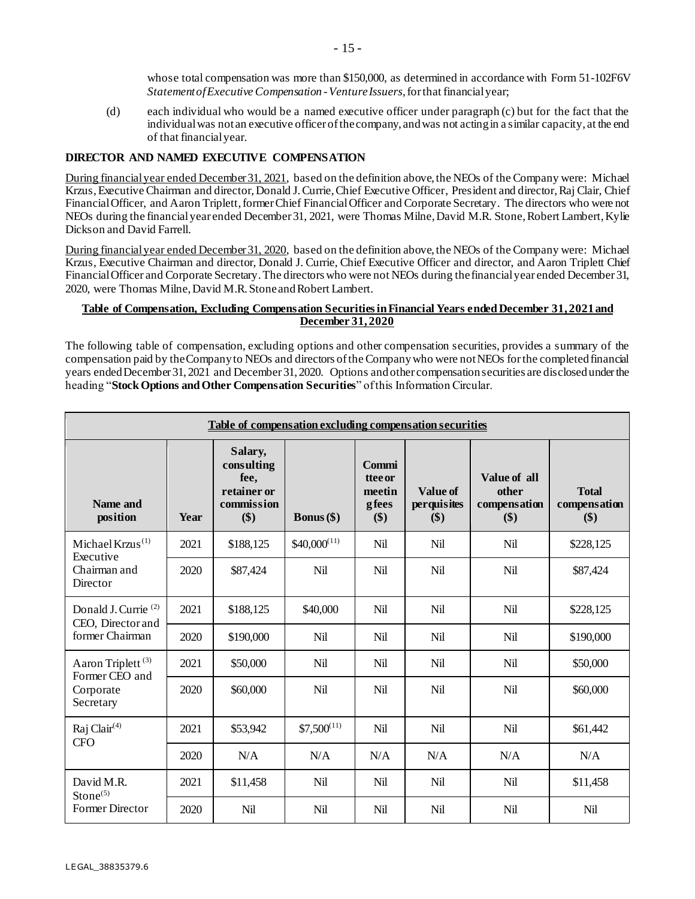whose total compensation was more than $150,000, as determined in accordance with Form 51-102F6V *Statement of Executive Compensation - Venture Issuers*, for that financial year;

(d) each individual who would be a named executive officer under paragraph (c) but for the fact that the individual was not an executive officer of the company, and was not acting in a similar capacity, at the end of that financial year.

**DIRECTOR AND NAMED EXECUTIVE COMPENSATION**

During financial year ended December 31, 2021, based on the definition above, the NEOs of the Company were: Michael Krzus, Executive Chairman and director, Donald J. Currie, Chief Executive Officer, President and director, Raj Clair, Chief Financial Officer, and Aaron Triplett, former Chief Financial Officer and Corporate Secretary. The directors who were not NEOs during the financial year ended December 31, 2021, were Thomas Milne, David M.R. Stone, Robert Lambert, Kylie Dickson and David Farrell.

During financial year ended December 31, 2020, based on the definition above, the NEOs of the Company were: Michael Krzus, Executive Chairman and director, Donald J. Currie, Chief Executive Officer and director, and Aaron Triplett Chief Financial Officer and Corporate Secretary. The directors who were not NEOs during the financial year ended December 31, 2020, were Thomas Milne, David M.R. Stone and Robert Lambert.

**Table of Compensation, Excluding Compensation Securities in Financial Years ended December 31, 2021 and December 31, 2020**

The following table of compensation, excluding options and other compensation securities, provides a summary of the compensation paid by the Company to NEOs and directors of the Company who were not NEOs for the completed financial years ended December 31, 2021 and December 31, 2020. Options and other compensation securities are disclosed under the heading "**Stock Options and Other Compensation Securities**" of this Information Circular.

**Table of compensation excluding compensation securities**

| Name and position | Year | Salary, consulting fee, retainer or commission ($) | Bonus ($) | Committee or meeting fees ($) | Value of perquisites ($) | Value of all other compensation ($) | Total compensation ($) |
|---|---|---|---|---|---|---|---|
| Michael Krzus[1] Executive Chairman and Director | 2021 | $188,125 | $40,000[11] | Nil | Nil | Nil | $228,125 |
| | 2020 | $87,424 | Nil | Nil | Nil | Nil | $87,424 |
| Donald J. Currie [2] CEO, Director and former Chairman | 2021 | $188,125 | $40,000 | Nil | Nil | Nil | $228,125 |
| | 2020 | $190,000 | Nil | Nil | Nil | Nil | $190,000 |
| Aaron Triplett [3] Former CEO and Corporate Secretary | 2021 | $50,000 | Nil | Nil | Nil | Nil | $50,000 |
| | 2020 | $60,000 | Nil | Nil | Nil | Nil | $60,000 |
| Raj Clair[4] CFO | 2021 | $53,942 | $7,500[11] | Nil | Nil | Nil | $61,442 |
| | 2020 | N/A | N/A | N/A | N/A | N/A | N/A |
| David M.R. Stone[5] Former Director | 2021 | $11,458 | Nil | Nil | Nil | Nil | $11,458 |
| | 2020 | Nil | Nil | Nil | Nil | Nil | Nil |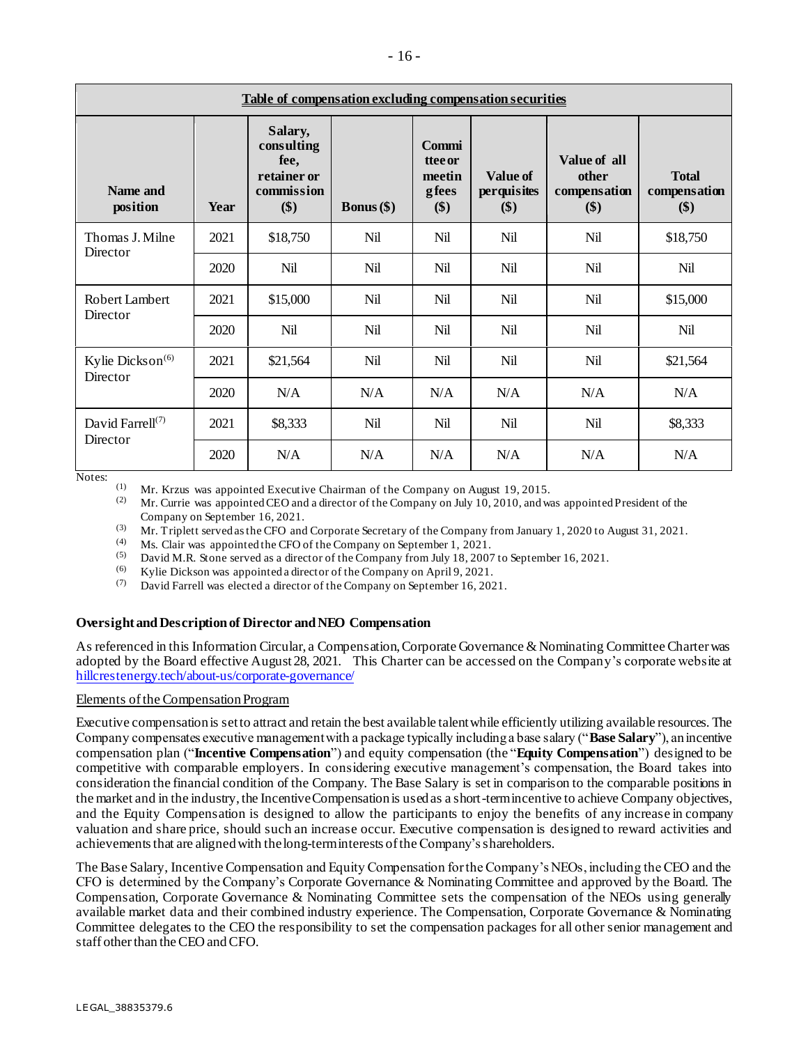| Table of compensation excluding compensation securities | | | | | | | |
|---|---|---|---|---|---|---|---|
| **Name and position** | **Year** | **Salary, consulting fee, retainer or commission ($)** | **Bonus ($)** | **Committee or meeting fees ($)** | **Value of perquisites ($)** | **Value of all other compensation ($)** | **Total compensation ($)** |
| Thomas J. Milne Director | 2021 | $18,750 | Nil | Nil | Nil | Nil | $18,750 |
| | 2020 | Nil | Nil | Nil | Nil | Nil | Nil |
| Robert Lambert Director | 2021 | $15,000 | Nil | Nil | Nil | Nil | $15,000 |
| | 2020 | Nil | Nil | Nil | Nil | Nil | Nil |
| Kylie Dickson[(6)] Director | 2021 | $21,564 | Nil | Nil | Nil | Nil | $21,564 |
| | 2020 | N/A | N/A | N/A | N/A | N/A | N/A |
| David Farrell[(7)] Director | 2021 | $8,333 | Nil | Nil | Nil | Nil | $8,333 |
| | 2020 | N/A | N/A | N/A | N/A | N/A | N/A |

Notes:

(1) Mr. Krzus was appointed Executive Chairman of the Company on August 19, 2015.

(2) Mr. Currie was appointed CEO and a director of the Company on July 10, 2010, and was appointed President of the Company on September 16, 2021.

(3) Mr. Triplett served as the CFO and Corporate Secretary of the Company from January 1, 2020 to August 31, 2021.

(4) Ms. Clair was appointed the CFO of the Company on September 1, 2021.

(5) David M.R. Stone served as a director of the Company from July 18, 2007 to September 16, 2021.

(6) Kylie Dickson was appointed a director of the Company on April 9, 2021.

(7) David Farrell was elected a director of the Company on September 16, 2021.

### Oversight and Description of Director and NEO Compensation

As referenced in this Information Circular, a Compensation, Corporate Governance & Nominating Committee Charter was adopted by the Board effective August 28, 2021. This Charter can be accessed on the Company's corporate website at [hillcrestenergy.tech/about-us/corporate-governance/](hillcrestenergy.tech/about-us/corporate-governance/)

Elements of the Compensation Program

Executive compensation is set to attract and retain the best available talent while efficiently utilizing available resources. The Company compensates executive management with a package typically including a base salary ("**Base Salary**"), an incentive compensation plan ("**Incentive Compensation**") and equity compensation (the "**Equity Compensation**") designed to be competitive with comparable employers. In considering executive management's compensation, the Board takes into consideration the financial condition of the Company. The Base Salary is set in comparison to the comparable positions in the market and in the industry, the Incentive Compensation is used as a short-term incentive to achieve Company objectives, and the Equity Compensation is designed to allow the participants to enjoy the benefits of any increase in company valuation and share price, should such an increase occur. Executive compensation is designed to reward activities and achievements that are aligned with the long-term interests of the Company's shareholders.

The Base Salary, Incentive Compensation and Equity Compensation for the Company's NEOs, including the CEO and the CFO is determined by the Company's Corporate Governance & Nominating Committee and approved by the Board. The Compensation, Corporate Governance & Nominating Committee sets the compensation of the NEOs using generally available market data and their combined industry experience. The Compensation, Corporate Governance & Nominating Committee delegates to the CEO the responsibility to set the compensation packages for all other senior management and staff other than the CEO and CFO.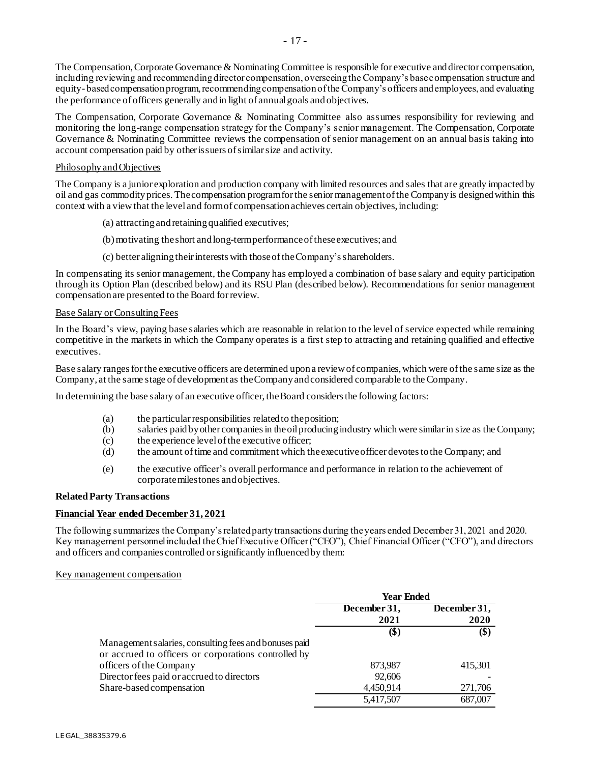The Compensation, Corporate Governance & Nominating Committee is responsible for executive and director compensation, including reviewing and recommending director compensation, overseeing the Company's base compensation structure and equity-based compensation program, recommending compensation of the Company's officers and employees, and evaluating the performance of officers generally and in light of annual goals and objectives.

The Compensation, Corporate Governance & Nominating Committee also assumes responsibility for reviewing and monitoring the long-range compensation strategy for the Company's senior management. The Compensation, Corporate Governance & Nominating Committee reviews the compensation of senior management on an annual basis taking into account compensation paid by other issuers of similar size and activity.

Philosophy and Objectives

The Company is a junior exploration and production company with limited resources and sales that are greatly impacted by oil and gas commodity prices. The compensation program for the senior management of the Company is designed within this context with a view that the level and form of compensation achieves certain objectives, including:

(a) attracting and retaining qualified executives;

(b) motivating the short and long-term performance of these executives; and

(c) better aligning their interests with those of the Company's shareholders.

In compensating its senior management, the Company has employed a combination of base salary and equity participation through its Option Plan (described below) and its RSU Plan (described below). Recommendations for senior management compensation are presented to the Board for review.

Base Salary or Consulting Fees

In the Board's view, paying base salaries which are reasonable in relation to the level of service expected while remaining competitive in the markets in which the Company operates is a first step to attracting and retaining qualified and effective executives.

Base salary ranges for the executive officers are determined upon a review of companies, which were of the same size as the Company, at the same stage of development as the Company and considered comparable to the Company.

In determining the base salary of an executive officer, the Board considers the following factors:

(a) the particular responsibilities related to the position;
(b) salaries paid by other companies in the oil producing industry which were similar in size as the Company;
(c) the experience level of the executive officer;
(d) the amount of time and commitment which the executive officer devotes to the Company; and
(e) the executive officer's overall performance and performance in relation to the achievement of corporate milestones and objectives.

**Related Party Transactions**

**Financial Year ended December 31, 2021**

The following summarizes the Company's related party transactions during the years ended December 31, 2021 and 2020. Key management personnel included the Chief Executive Officer ("CEO"), Chief Financial Officer ("CFO"), and directors and officers and companies controlled or significantly influenced by them:

Key management compensation

| | **Year Ended** | |
|---|---|---|
| | **December 31, 2021** | **December 31, 2020** |
| | **($)** | **($)** |
| Management salaries, consulting fees and bonuses paid or accrued to officers or corporations controlled by officers of the Company | 873,987 | 415,301 |
| Director fees paid or accrued to directors | 92,606 | - |
| Share-based compensation | 4,450,914 | 271,706 |
| | 5,417,507 | 687,007 |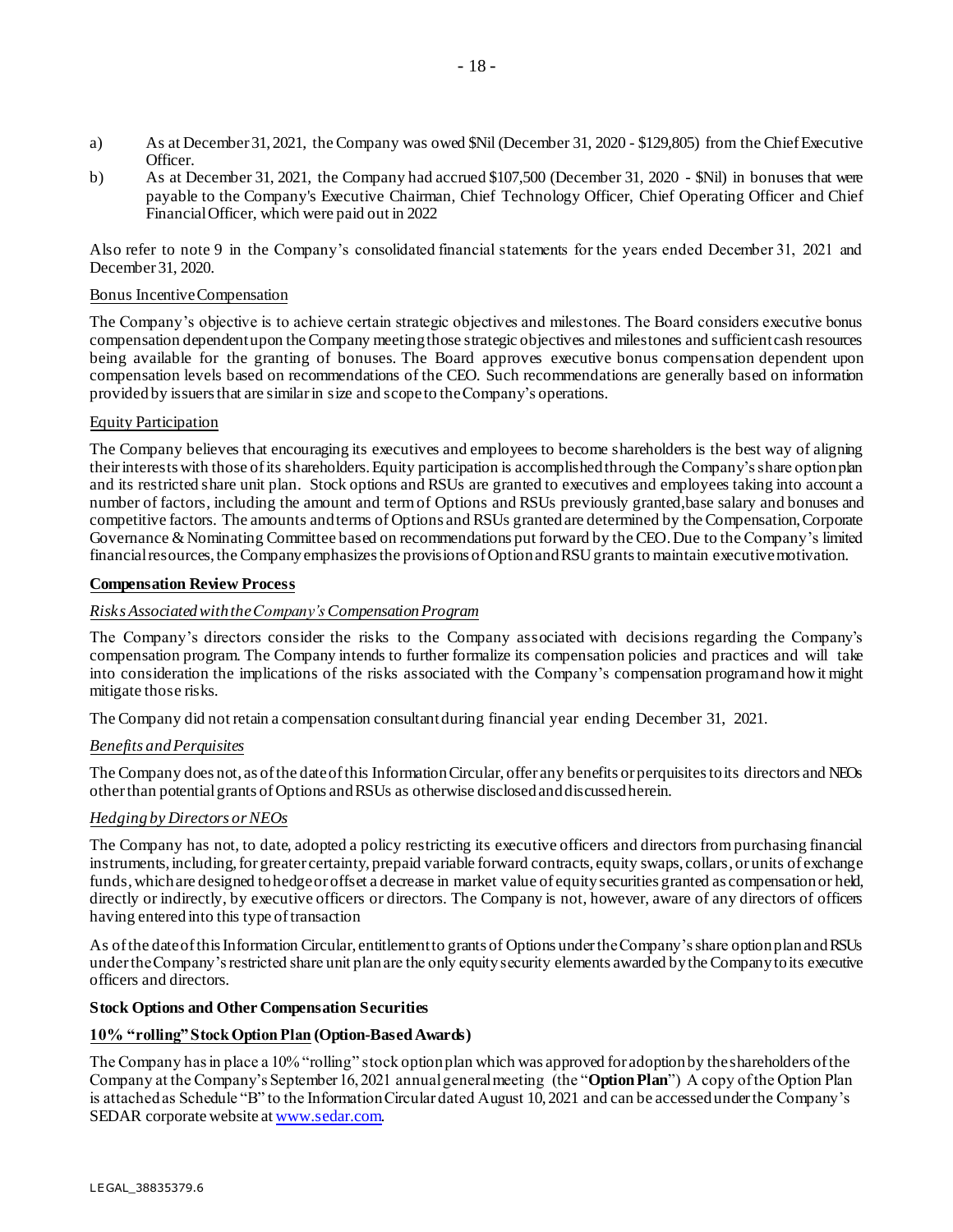a) As at December 31, 2021, the Company was owed $Nil (December 31, 2020 - $129,805) from the Chief Executive Officer.

b) As at December 31, 2021, the Company had accrued $107,500 (December 31, 2020 - $Nil) in bonuses that were payable to the Company's Executive Chairman, Chief Technology Officer, Chief Operating Officer and Chief Financial Officer, which were paid out in 2022

Also refer to note 9 in the Company's consolidated financial statements for the years ended December 31, 2021 and December 31, 2020.

<u>Bonus Incentive Compensation</u>

The Company's objective is to achieve certain strategic objectives and milestones. The Board considers executive bonus compensation dependent upon the Company meeting those strategic objectives and milestones and sufficient cash resources being available for the granting of bonuses. The Board approves executive bonus compensation dependent upon compensation levels based on recommendations of the CEO. Such recommendations are generally based on information provided by issuers that are similar in size and scope to the Company's operations.

<u>Equity Participation</u>

The Company believes that encouraging its executives and employees to become shareholders is the best way of aligning their interests with those of its shareholders. Equity participation is accomplished through the Company's share option plan and its restricted share unit plan. Stock options and RSUs are granted to executives and employees taking into account a number of factors, including the amount and term of Options and RSUs previously granted, base salary and bonuses and competitive factors. The amounts and terms of Options and RSUs granted are determined by the Compensation, Corporate Governance & Nominating Committee based on recommendations put forward by the CEO. Due to the Company's limited financial resources, the Company emphasizes the provisions of Option and RSU grants to maintain executive motivation.

**<u>Compensation Review Process</u>**

*<u>Risks Associated with the Company's Compensation Program</u>*

The Company's directors consider the risks to the Company associated with decisions regarding the Company's compensation program. The Company intends to further formalize its compensation policies and practices and will take into consideration the implications of the risks associated with the Company's compensation program and how it might mitigate those risks.

The Company did not retain a compensation consultant during financial year ending December 31, 2021.

*<u>Benefits and Perquisites</u>*

The Company does not, as of the date of this Information Circular, offer any benefits or perquisites to its directors and NEOs other than potential grants of Options and RSUs as otherwise disclosed and discussed herein.

*<u>Hedging by Directors or NEOs</u>*

The Company has not, to date, adopted a policy restricting its executive officers and directors from purchasing financial instruments, including, for greater certainty, prepaid variable forward contracts, equity swaps, collars, or units of exchange funds, which are designed to hedge or offset a decrease in market value of equity securities granted as compensation or held, directly or indirectly, by executive officers or directors. The Company is not, however, aware of any directors of officers having entered into this type of transaction

As of the date of this Information Circular, entitlement to grants of Options under the Company's share option plan and RSUs under the Company's restricted share unit plan are the only equity security elements awarded by the Company to its executive officers and directors.

**Stock Options and Other Compensation Securities**

**<u>10% "rolling" Stock Option Plan</u> (Option-Based Awards)**

The Company has in place a 10% "rolling" stock option plan which was approved for adoption by the shareholders of the Company at the Company's September 16, 2021 annual general meeting (the "**Option Plan**") A copy of the Option Plan is attached as Schedule "B" to the Information Circular dated August 10, 2021 and can be accessed under the Company's SEDAR corporate website at www.sedar.com.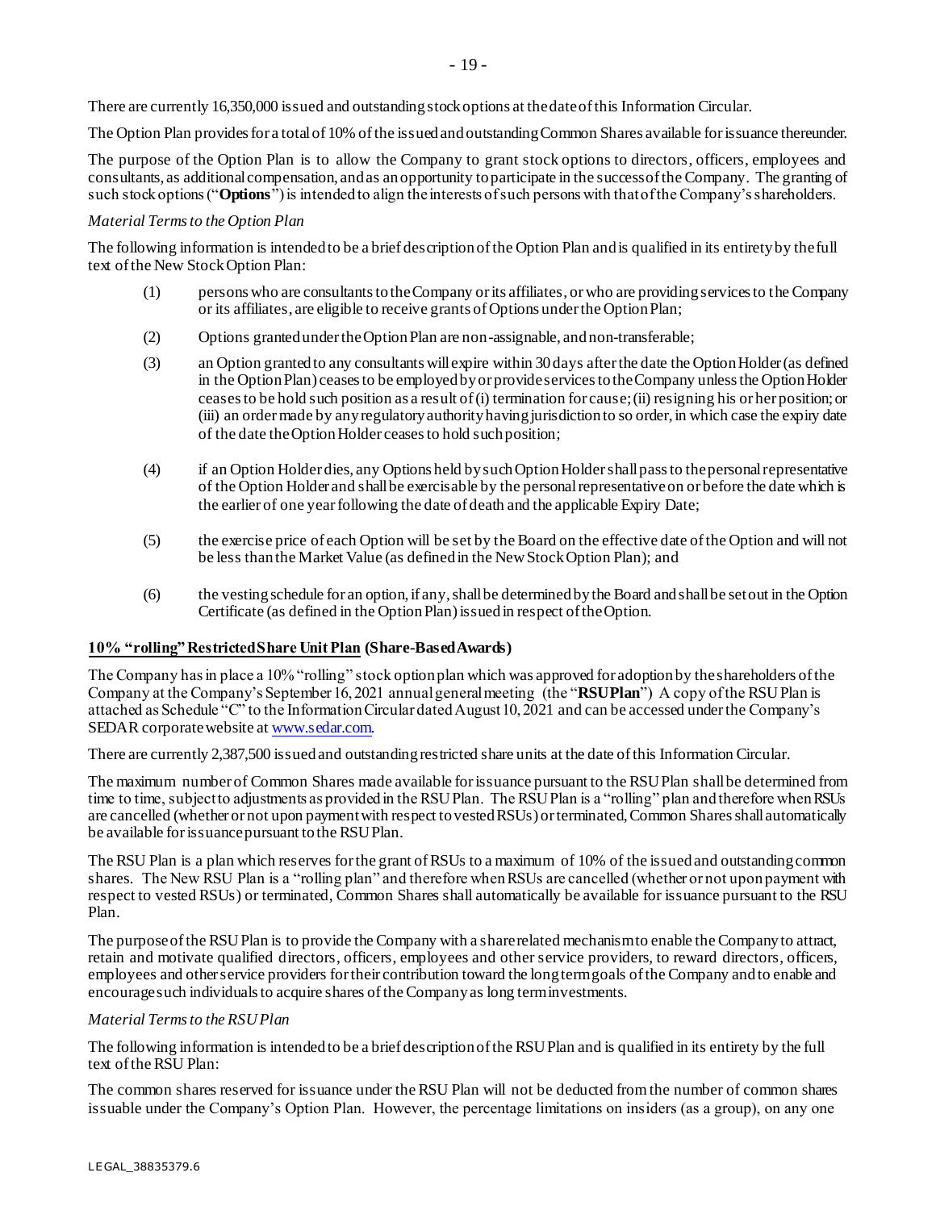There are currently 16,350,000 issued and outstanding stock options at the date of this Information Circular.

The Option Plan provides for a total of 10% of the issued and outstanding Common Shares available for issuance thereunder.

The purpose of the Option Plan is to allow the Company to grant stock options to directors, officers, employees and consultants, as additional compensation, and as an opportunity to participate in the success of the Company. The granting of such stock options ("**Options**") is intended to align the interests of such persons with that of the Company's shareholders.

*Material Terms to the Option Plan*

The following information is intended to be a brief description of the Option Plan and is qualified in its entirety by the full text of the New Stock Option Plan:

(1) persons who are consultants to the Company or its affiliates, or who are providing services to the Company or its affiliates, are eligible to receive grants of Options under the Option Plan;

(2) Options granted under the Option Plan are non-assignable, and non-transferable;

(3) an Option granted to any consultants will expire within 30 days after the date the Option Holder (as defined in the Option Plan) ceases to be employed by or provide services to the Company unless the Option Holder ceases to be hold such position as a result of (i) termination for cause; (ii) resigning his or her position; or (iii) an order made by any regulatory authority having jurisdiction to so order, in which case the expiry date of the date the Option Holder ceases to hold such position;

(4) if an Option Holder dies, any Options held by such Option Holder shall pass to the personal representative of the Option Holder and shall be exercisable by the personal representative on or before the date which is the earlier of one year following the date of death and the applicable Expiry Date;

(5) the exercise price of each Option will be set by the Board on the effective date of the Option and will not be less than the Market Value (as defined in the New Stock Option Plan); and

(6) the vesting schedule for an option, if any, shall be determined by the Board and shall be set out in the Option Certificate (as defined in the Option Plan) issued in respect of the Option.

**10% "rolling" Restricted Share Unit Plan (Share-Based Awards)**

The Company has in place a 10% "rolling" stock option plan which was approved for adoption by the shareholders of the Company at the Company's September 16, 2021 annual general meeting (the "**RSU Plan**") A copy of the RSU Plan is attached as Schedule "C" to the Information Circular dated August 10, 2021 and can be accessed under the Company's SEDAR corporate website at www.sedar.com.

There are currently 2,387,500 issued and outstanding restricted share units at the date of this Information Circular.

The maximum number of Common Shares made available for issuance pursuant to the RSU Plan shall be determined from time to time, subject to adjustments as provided in the RSU Plan. The RSU Plan is a "rolling" plan and therefore when RSUs are cancelled (whether or not upon payment with respect to vested RSUs) or terminated, Common Shares shall automatically be available for issuance pursuant to the RSU Plan.

The RSU Plan is a plan which reserves for the grant of RSUs to a maximum of 10% of the issued and outstanding common shares. The New RSU Plan is a "rolling plan" and therefore when RSUs are cancelled (whether or not upon payment with respect to vested RSUs) or terminated, Common Shares shall automatically be available for issuance pursuant to the RSU Plan.

The purpose of the RSU Plan is to provide the Company with a share related mechanism to enable the Company to attract, retain and motivate qualified directors, officers, employees and other service providers, to reward directors, officers, employees and other service providers for their contribution toward the long term goals of the Company and to enable and encourage such individuals to acquire shares of the Company as long term investments.

*Material Terms to the RSU Plan*

The following information is intended to be a brief description of the RSU Plan and is qualified in its entirety by the full text of the RSU Plan:

The common shares reserved for issuance under the RSU Plan will not be deducted from the number of common shares issuable under the Company's Option Plan. However, the percentage limitations on insiders (as a group), on any one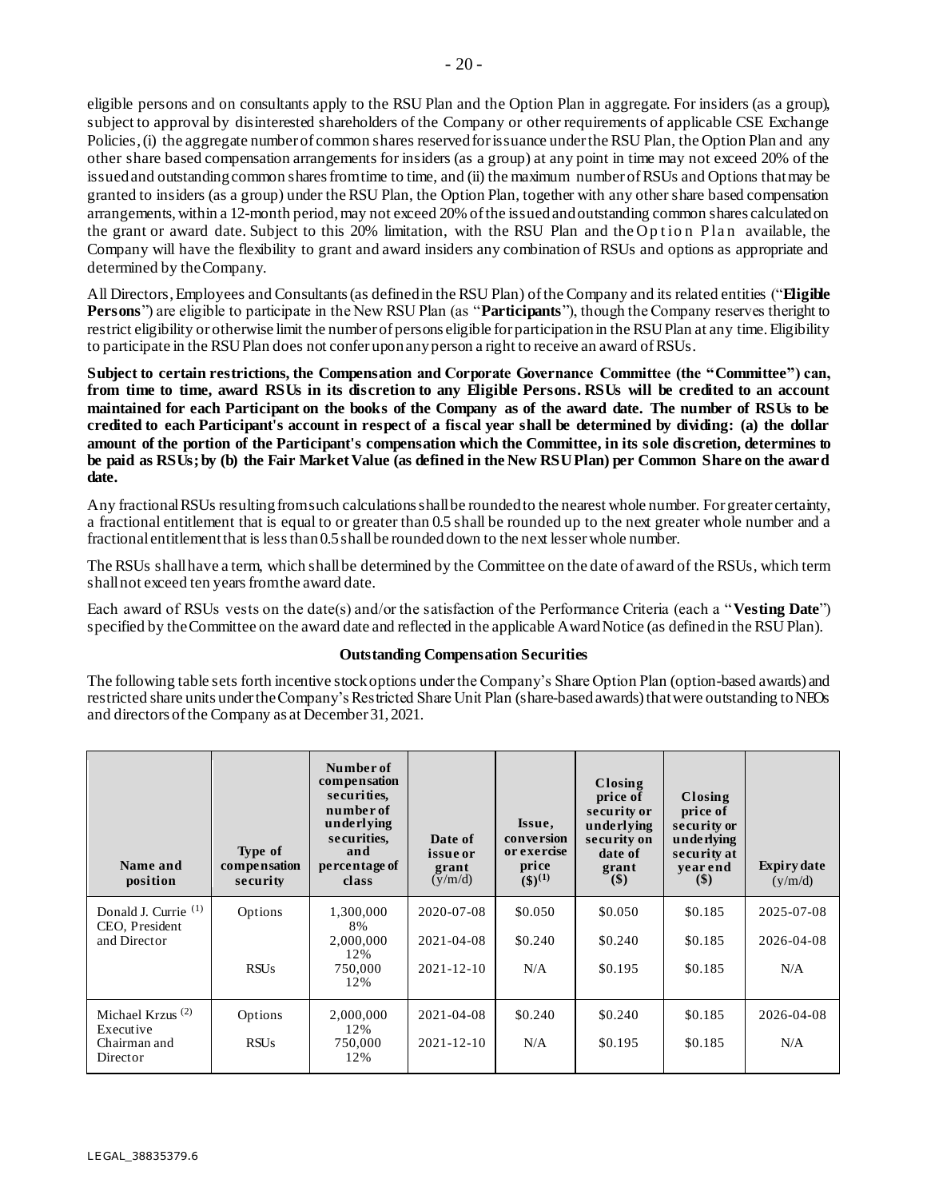eligible persons and on consultants apply to the RSU Plan and the Option Plan in aggregate. For insiders (as a group), subject to approval by disinterested shareholders of the Company or other requirements of applicable CSE Exchange Policies, (i) the aggregate number of common shares reserved for issuance under the RSU Plan, the Option Plan and any other share based compensation arrangements for insiders (as a group) at any point in time may not exceed 20% of the issued and outstanding common shares from time to time, and (ii) the maximum number of RSUs and Options that may be granted to insiders (as a group) under the RSU Plan, the Option Plan, together with any other share based compensation arrangements, within a 12-month period, may not exceed 20% of the issued and outstanding common shares calculated on the grant or award date. Subject to this 20% limitation, with the RSU Plan and the Option Plan available, the Company will have the flexibility to grant and award insiders any combination of RSUs and options as appropriate and determined by the Company.

All Directors, Employees and Consultants (as defined in the RSU Plan) of the Company and its related entities ("**Eligible Persons**") are eligible to participate in the New RSU Plan (as "**Participants**"), though the Company reserves the right to restrict eligibility or otherwise limit the number of persons eligible for participation in the RSU Plan at any time. Eligibility to participate in the RSU Plan does not confer upon any person a right to receive an award of RSUs.

**Subject to certain restrictions, the Compensation and Corporate Governance Committee (the "Committee") can, from time to time, award RSUs in its discretion to any Eligible Persons. RSUs will be credited to an account maintained for each Participant on the books of the Company as of the award date. The number of RSUs to be credited to each Participant's account in respect of a fiscal year shall be determined by dividing: (a) the dollar amount of the portion of the Participant's compensation which the Committee, in its sole discretion, determines to be paid as RSUs; by (b) the Fair Market Value (as defined in the New RSU Plan) per Common Share on the award date.**

Any fractional RSUs resulting from such calculations shall be rounded to the nearest whole number. For greater certainty, a fractional entitlement that is equal to or greater than 0.5 shall be rounded up to the next greater whole number and a fractional entitlement that is less than 0.5 shall be rounded down to the next lesser whole number.

The RSUs shall have a term, which shall be determined by the Committee on the date of award of the RSUs, which term shall not exceed ten years from the award date.

Each award of RSUs vests on the date(s) and/or the satisfaction of the Performance Criteria (each a "**Vesting Date**") specified by the Committee on the award date and reflected in the applicable Award Notice (as defined in the RSU Plan).

**Outstanding Compensation Securities**

The following table sets forth incentive stock options under the Company's Share Option Plan (option-based awards) and restricted share units under the Company's Restricted Share Unit Plan (share-based awards) that were outstanding to NEOs and directors of the Company as at December 31, 2021.

| Name and position | Type of compensation security | Number of compensation securities, number of underlying securities, and percentage of class | Date of issue or grant (y/m/d) | Issue, conversion or exercise price ($)[(1)] | Closing price of security or underlying security on date of grant ($) | Closing price of security or underlying security at year end ($) | Expiry date (y/m/d) |
|---|---|---|---|---|---|---|---|
| Donald J. Currie [(1)] CEO, President and Director | Options | 1,300,000 8% | 2020-07-08 | $0.050 | $0.050 | $0.185 | 2025-07-08 |
| | | 2,000,000 12% | 2021-04-08 | $0.240 | $0.240 | $0.185 | 2026-04-08 |
| | RSUs | 750,000 12% | 2021-12-10 | N/A | $0.195 | $0.185 | N/A |
| Michael Krzus [(2)] Executive Chairman and Director | Options | 2,000,000 12% | 2021-04-08 | $0.240 | $0.240 | $0.185 | 2026-04-08 |
| | RSUs | 750,000 12% | 2021-12-10 | N/A | $0.195 | $0.185 | N/A |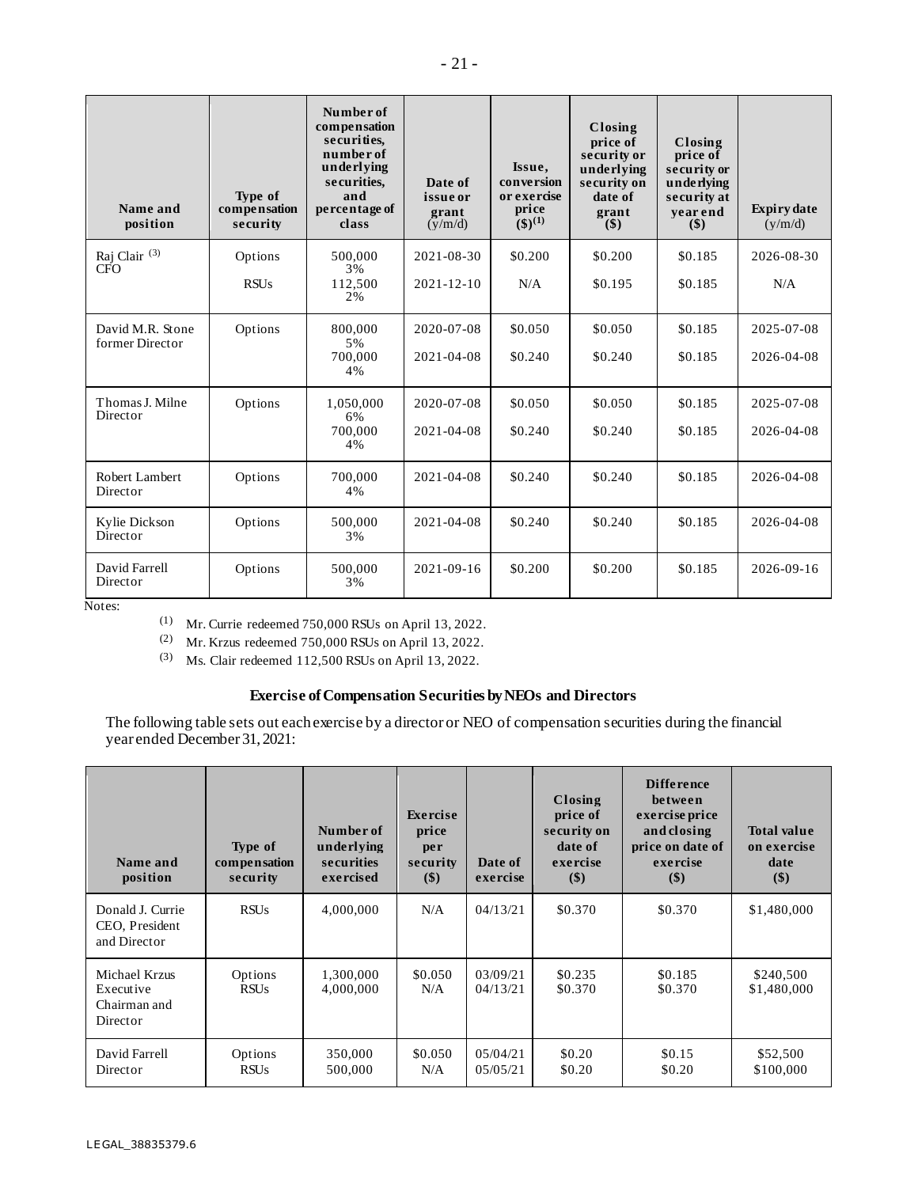| Name and position | Type of compensation security | Number of compensation securities, number of underlying securities, and percentage of class | Date of issue or grant (y/m/d) | Issue, conversion or exercise price ($)[1] | Closing price of security or underlying security on date of grant ($) | Closing price of security or underlying security at year end ($) | Expiry date (y/m/d) |
|---|---|---|---|---|---|---|---|
| Raj Clair [3] CFO | Options | 500,000 3% | 2021-08-30 | $0.200 | $0.200 | $0.185 | 2026-08-30 |
| | RSUs | 112,500 2% | 2021-12-10 | N/A | $0.195 | $0.185 | N/A |
| David M.R. Stone former Director | Options | 800,000 5% | 2020-07-08 | $0.050 | $0.050 | $0.185 | 2025-07-08 |
| | | 700,000 4% | 2021-04-08 | $0.240 | $0.240 | $0.185 | 2026-04-08 |
| Thomas J. Milne Director | Options | 1,050,000 6% | 2020-07-08 | $0.050 | $0.050 | $0.185 | 2025-07-08 |
| | | 700,000 4% | 2021-04-08 | $0.240 | $0.240 | $0.185 | 2026-04-08 |
| Robert Lambert Director | Options | 700,000 4% | 2021-04-08 | $0.240 | $0.240 | $0.185 | 2026-04-08 |
| Kylie Dickson Director | Options | 500,000 3% | 2021-04-08 | $0.240 | $0.240 | $0.185 | 2026-04-08 |
| David Farrell Director | Options | 500,000 3% | 2021-09-16 | $0.200 | $0.200 | $0.185 | 2026-09-16 |

Notes:

(1) Mr. Currie redeemed 750,000 RSUs on April 13, 2022.

(2) Mr. Krzus redeemed 750,000 RSUs on April 13, 2022.

(3) Ms. Clair redeemed 112,500 RSUs on April 13, 2022.

**Exercise of Compensation Securities by NEOs and Directors**

The following table sets out each exercise by a director or NEO of compensation securities during the financial year ended December 31, 2021:

| Name and position | Type of compensation security | Number of underlying securities exercised | Exercise price per security ($) | Date of exercise | Closing price of security on date of exercise ($) | Difference between exercise price and closing price on date of exercise ($) | Total value on exercise date ($) |
|---|---|---|---|---|---|---|---|
| Donald J. Currie CEO, President and Director | RSUs | 4,000,000 | N/A | 04/13/21 | $0.370 | $0.370 | $1,480,000 |
| Michael Krzus Executive Chairman and Director | Options<br>RSUs | 1,300,000<br>4,000,000 | $0.050<br>N/A | 03/09/21<br>04/13/21 | $0.235<br>$0.370 | $0.185<br>$0.370 | $240,500<br>$1,480,000 |
| David Farrell Director | Options<br>RSUs | 350,000<br>500,000 | $0.050<br>N/A | 05/04/21<br>05/05/21 | $0.20<br>$0.20 | $0.15<br>$0.20 | $52,500<br>$100,000 |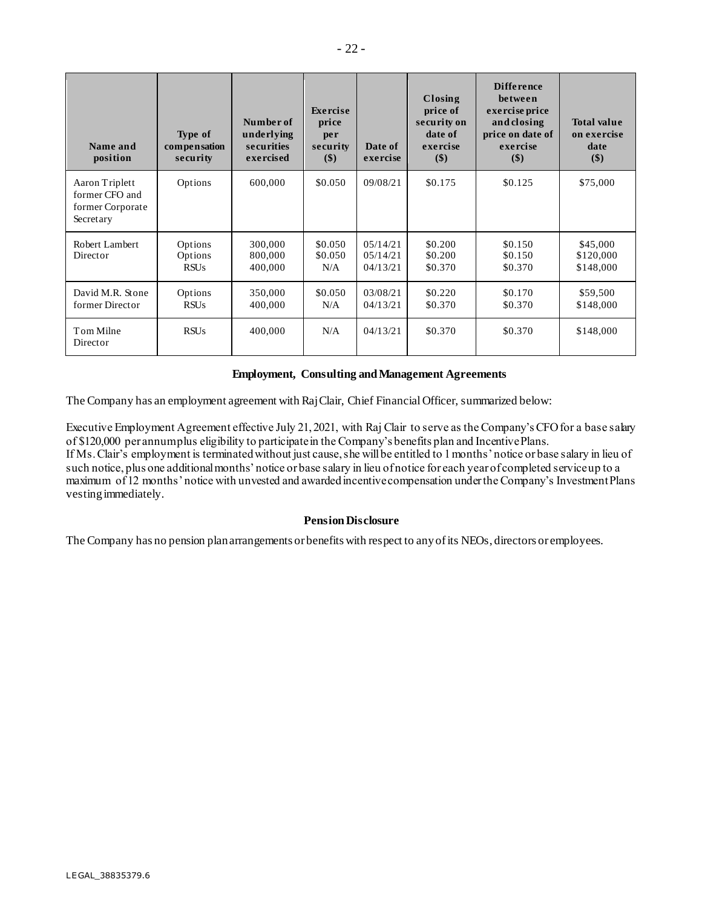| Name and position | Type of compensation security | Number of underlying securities exercised | Exercise price per security ($) | Date of exercise | Closing price of security on date of exercise ($) | Difference between exercise price and closing price on date of exercise ($) | Total value on exercise date ($) |
|---|---|---|---|---|---|---|---|
| Aaron Triplett former CFO and former Corporate Secretary | Options | 600,000 | $0.050 | 09/08/21 | $0.175 | $0.125 | $75,000 |
| Robert Lambert Director | Options<br>Options<br>RSUs | 300,000<br>800,000<br>400,000 | $0.050<br>$0.050<br>N/A | 05/14/21<br>05/14/21<br>04/13/21 | $0.200<br>$0.200<br>$0.370 | $0.150<br>$0.150<br>$0.370 | $45,000<br>$120,000<br>$148,000 |
| David M.R. Stone former Director | Options<br>RSUs | 350,000<br>400,000 | $0.050<br>N/A | 03/08/21<br>04/13/21 | $0.220<br>$0.370 | $0.170<br>$0.370 | $59,500<br>$148,000 |
| Tom Milne Director | RSUs | 400,000 | N/A | 04/13/21 | $0.370 | $0.370 | $148,000 |

**Employment, Consulting and Management Agreements**

The Company has an employment agreement with Raj Clair, Chief Financial Officer, summarized below:

Executive Employment Agreement effective July 21, 2021, with Raj Clair to serve as the Company's CFO for a base salary of $120,000 per annum plus eligibility to participate in the Company's benefits plan and Incentive Plans.
If Ms. Clair's employment is terminated without just cause, she will be entitled to 1 months' notice or base salary in lieu of such notice, plus one additional months' notice or base salary in lieu of notice for each year of completed service up to a maximum of 12 months' notice with unvested and awarded incentive compensation under the Company's Investment Plans vesting immediately.

**Pension Disclosure**

The Company has no pension plan arrangements or benefits with respect to any of its NEOs, directors or employees.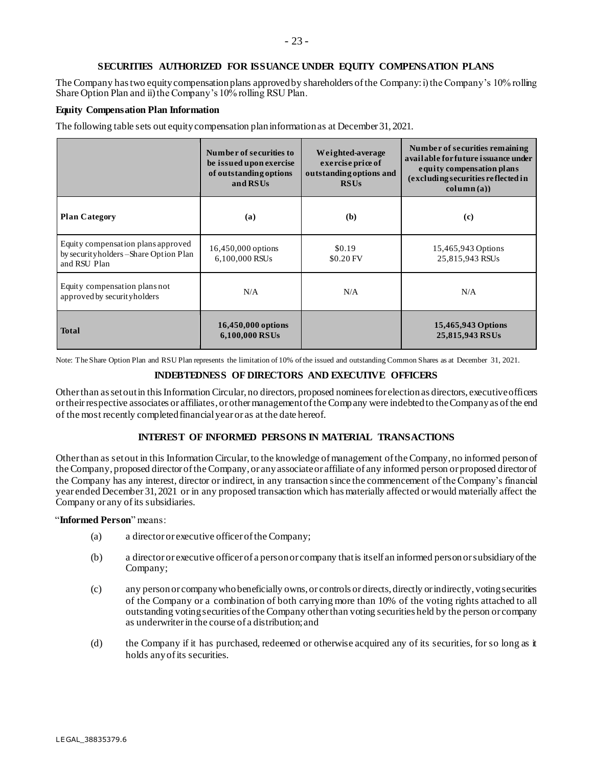## SECURITIES AUTHORIZED FOR ISSUANCE UNDER EQUITY COMPENSATION PLANS

The Company has two equity compensation plans approved by shareholders of the Company: i) the Company's 10% rolling Share Option Plan and ii) the Company's 10% rolling RSU Plan.

**Equity Compensation Plan Information**

The following table sets out equity compensation plan information as at December 31, 2021.

| | Number of securities to be issued upon exercise of outstanding options and RSUs | Weighted-average exercise price of outstanding options and RSUs | Number of securities remaining available for future issuance under equity compensation plans (excluding securities reflected in column (a)) |
|---|---|---|---|
| **Plan Category** | **(a)** | **(b)** | **(c)** |
| Equity compensation plans approved by securityholders – Share Option Plan and RSU Plan | 16,450,000 options<br>6,100,000 RSUs | \$0.19<br>\$0.20 FV | 15,465,943 Options<br>25,815,943 RSUs |
| Equity compensation plans not approved by securityholders | N/A | N/A | N/A |
| **Total** | **16,450,000 options<br>6,100,000 RSUs** | | **15,465,943 Options<br>25,815,943 RSUs** |

Note: The Share Option Plan and RSU Plan represents the limitation of 10% of the issued and outstanding Common Shares as at December 31, 2021.

## INDEBTEDNESS OF DIRECTORS AND EXECUTIVE OFFICERS

Other than as set out in this Information Circular, no directors, proposed nominees for election as directors, executive officers or their respective associates or affiliates, or other management of the Company were indebted to the Company as of the end of the most recently completed financial year or as at the date hereof.

## INTEREST OF INFORMED PERSONS IN MATERIAL TRANSACTIONS

Other than as set out in this Information Circular, to the knowledge of management of the Company, no informed person of the Company, proposed director of the Company, or any associate or affiliate of any informed person or proposed director of the Company has any interest, director or indirect, in any transaction since the commencement of the Company's financial year ended December 31, 2021 or in any proposed transaction which has materially affected or would materially affect the Company or any of its subsidiaries.

"**Informed Person**" means:

(a) a director or executive officer of the Company;

(b) a director or executive officer of a person or company that is itself an informed person or subsidiary of the Company;

(c) any person or company who beneficially owns, or controls or directs, directly or indirectly, voting securities of the Company or a combination of both carrying more than 10% of the voting rights attached to all outstanding voting securities of the Company other than voting securities held by the person or company as underwriter in the course of a distribution; and

(d) the Company if it has purchased, redeemed or otherwise acquired any of its securities, for so long as it holds any of its securities.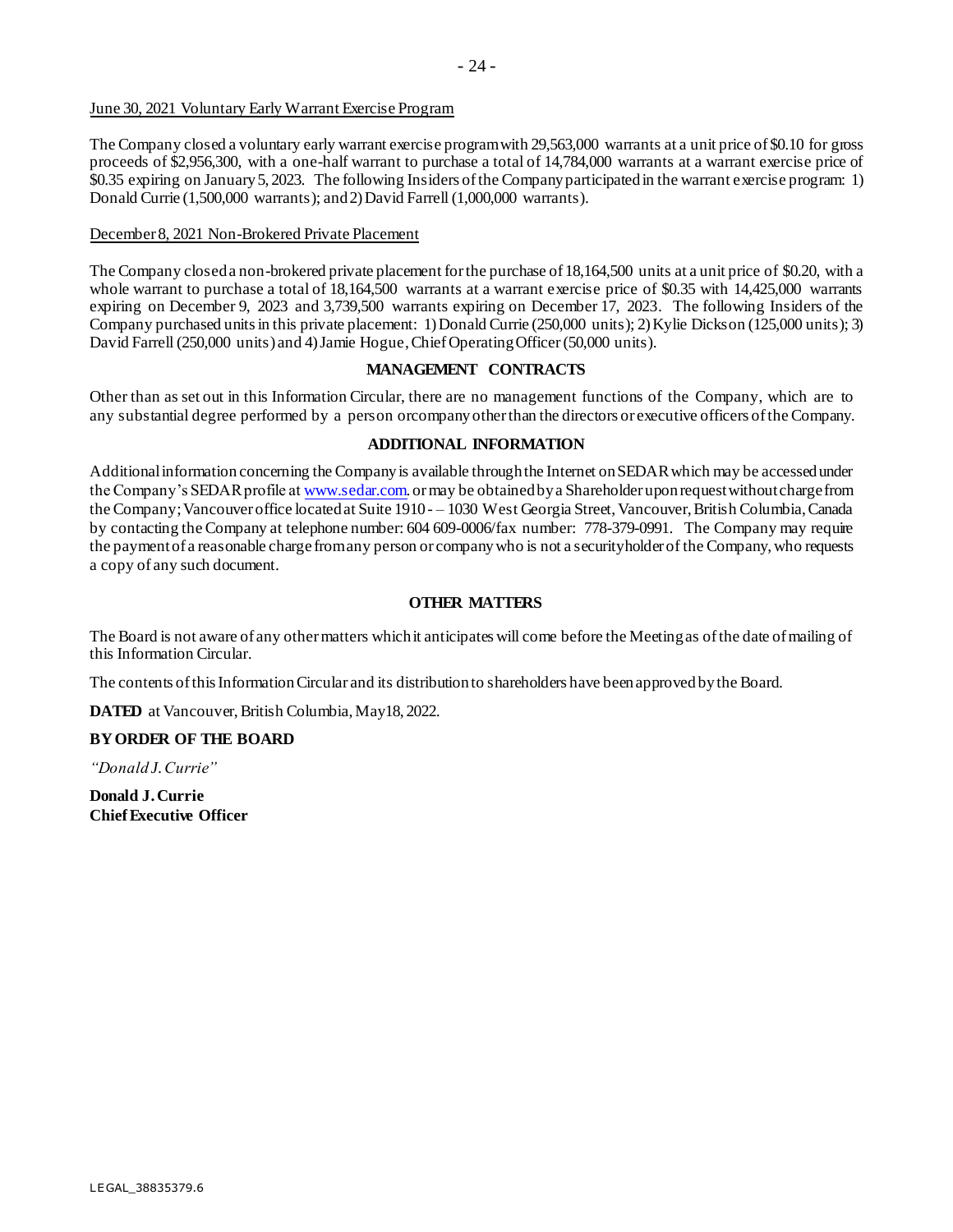June 30, 2021 Voluntary Early Warrant Exercise Program

The Company closed a voluntary early warrant exercise program with 29,563,000 warrants at a unit price of $0.10 for gross proceeds of $2,956,300, with a one-half warrant to purchase a total of 14,784,000 warrants at a warrant exercise price of $0.35 expiring on January 5, 2023. The following Insiders of the Company participated in the warrant exercise program: 1) Donald Currie (1,500,000 warrants); and 2) David Farrell (1,000,000 warrants).

December 8, 2021 Non-Brokered Private Placement

The Company closed a non-brokered private placement for the purchase of 18,164,500 units at a unit price of $0.20, with a whole warrant to purchase a total of 18,164,500 warrants at a warrant exercise price of $0.35 with 14,425,000 warrants expiring on December 9, 2023 and 3,739,500 warrants expiring on December 17, 2023. The following Insiders of the Company purchased units in this private placement: 1) Donald Currie (250,000 units); 2) Kylie Dickson (125,000 units); 3) David Farrell (250,000 units) and 4) Jamie Hogue, Chief Operating Officer (50,000 units).

## MANAGEMENT CONTRACTS

Other than as set out in this Information Circular, there are no management functions of the Company, which are to any substantial degree performed by a person or company other than the directors or executive officers of the Company.

## ADDITIONAL INFORMATION

Additional information concerning the Company is available through the Internet on SEDAR which may be accessed under the Company's SEDAR profile at www.sedar.com. or may be obtained by a Shareholder upon request without charge from the Company; Vancouver office located at Suite 1910 - – 1030 West Georgia Street, Vancouver, British Columbia, Canada by contacting the Company at telephone number: 604 609-0006/fax number: 778-379-0991. The Company may require the payment of a reasonable charge from any person or company who is not a securityholder of the Company, who requests a copy of any such document.

## OTHER MATTERS

The Board is not aware of any other matters which it anticipates will come before the Meeting as of the date of mailing of this Information Circular.

The contents of this Information Circular and its distribution to shareholders have been approved by the Board.

**DATED** at Vancouver, British Columbia, May18, 2022.

**BY ORDER OF THE BOARD**

*"Donald J. Currie"*

**Donald J. Currie**
**Chief Executive Officer**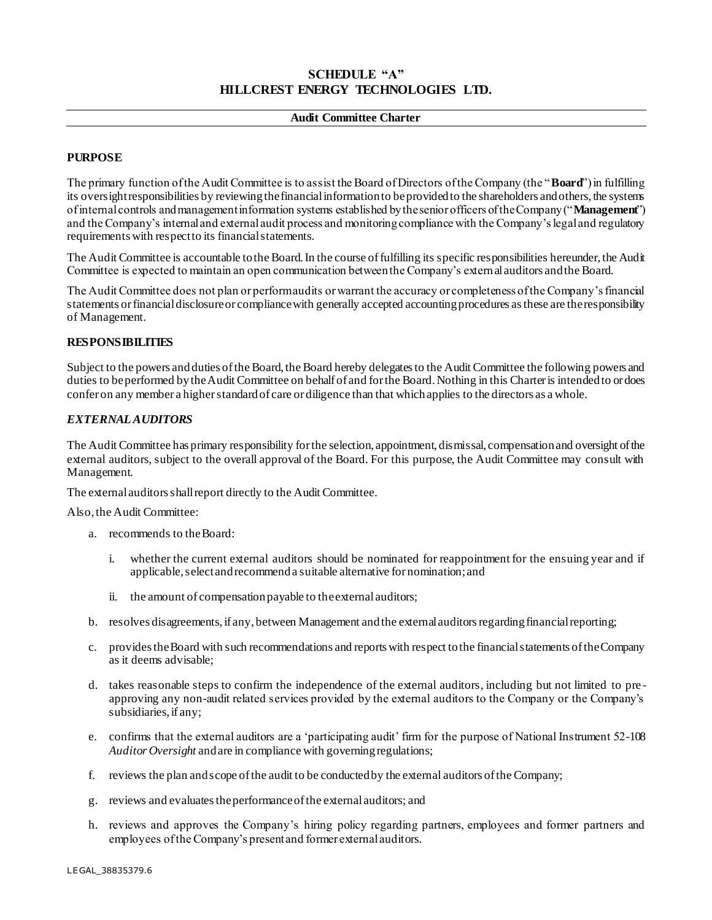# SCHEDULE "A"
# HILLCREST ENERGY TECHNOLOGIES LTD.

## Audit Committee Charter

### PURPOSE

The primary function of the Audit Committee is to assist the Board of Directors of the Company (the "**Board**") in fulfilling its oversight responsibilities by reviewing the financial information to be provided to the shareholders and others, the systems of internal controls and management information systems established by the senior officers of the Company ("**Management**") and the Company's internal and external audit process and monitoring compliance with the Company's legal and regulatory requirements with respect to its financial statements.

The Audit Committee is accountable to the Board. In the course of fulfilling its specific responsibilities hereunder, the Audit Committee is expected to maintain an open communication between the Company's external auditors and the Board.

The Audit Committee does not plan or perform audits or warrant the accuracy or completeness of the Company's financial statements or financial disclosure or compliance with generally accepted accounting procedures as these are the responsibility of Management.

### RESPONSIBILITIES

Subject to the powers and duties of the Board, the Board hereby delegates to the Audit Committee the following powers and duties to be performed by the Audit Committee on behalf of and for the Board. Nothing in this Charter is intended to or does confer on any member a higher standard of care or diligence than that which applies to the directors as a whole.

#### *EXTERNAL AUDITORS*

The Audit Committee has primary responsibility for the selection, appointment, dismissal, compensation and oversight of the external auditors, subject to the overall approval of the Board. For this purpose, the Audit Committee may consult with Management.

The external auditors shall report directly to the Audit Committee.

Also, the Audit Committee:

a. recommends to the Board:

    i. whether the current external auditors should be nominated for reappointment for the ensuing year and if applicable, select and recommend a suitable alternative for nomination; and

    ii. the amount of compensation payable to the external auditors;

b. resolves disagreements, if any, between Management and the external auditors regarding financial reporting;

c. provides the Board with such recommendations and reports with respect to the financial statements of the Company as it deems advisable;

d. takes reasonable steps to confirm the independence of the external auditors, including but not limited to pre-approving any non-audit related services provided by the external auditors to the Company or the Company's subsidiaries, if any;

e. confirms that the external auditors are a 'participating audit' firm for the purpose of National Instrument 52-108 *Auditor Oversight* and are in compliance with governing regulations;

f. reviews the plan and scope of the audit to be conducted by the external auditors of the Company;

g. reviews and evaluates the performance of the external auditors; and

h. reviews and approves the Company's hiring policy regarding partners, employees and former partners and employees of the Company's present and former external auditors.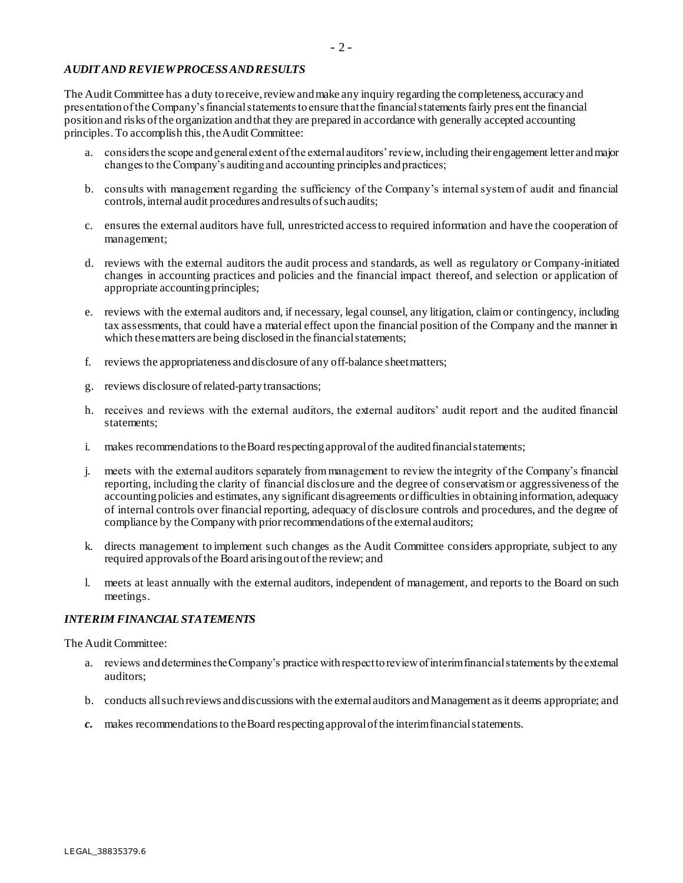### *AUDIT AND REVIEW PROCESS AND RESULTS*

The Audit Committee has a duty to receive, review and make any inquiry regarding the completeness, accuracy and presentation of the Company's financial statements to ensure that the financial statements fairly present the financial position and risks of the organization and that they are prepared in accordance with generally accepted accounting principles. To accomplish this, the Audit Committee:

a. considers the scope and general extent of the external auditors' review, including their engagement letter and major changes to the Company's auditing and accounting principles and practices;

b. consults with management regarding the sufficiency of the Company's internal system of audit and financial controls, internal audit procedures and results of such audits;

c. ensures the external auditors have full, unrestricted access to required information and have the cooperation of management;

d. reviews with the external auditors the audit process and standards, as well as regulatory or Company-initiated changes in accounting practices and policies and the financial impact thereof, and selection or application of appropriate accounting principles;

e. reviews with the external auditors and, if necessary, legal counsel, any litigation, claim or contingency, including tax assessments, that could have a material effect upon the financial position of the Company and the manner in which these matters are being disclosed in the financial statements;

f. reviews the appropriateness and disclosure of any off-balance sheet matters;

g. reviews disclosure of related-party transactions;

h. receives and reviews with the external auditors, the external auditors' audit report and the audited financial statements;

i. makes recommendations to the Board respecting approval of the audited financial statements;

j. meets with the external auditors separately from management to review the integrity of the Company's financial reporting, including the clarity of financial disclosure and the degree of conservatism or aggressiveness of the accounting policies and estimates, any significant disagreements or difficulties in obtaining information, adequacy of internal controls over financial reporting, adequacy of disclosure controls and procedures, and the degree of compliance by the Company with prior recommendations of the external auditors;

k. directs management to implement such changes as the Audit Committee considers appropriate, subject to any required approvals of the Board arising out of the review; and

l. meets at least annually with the external auditors, independent of management, and reports to the Board on such meetings.

### *INTERIM FINANCIAL STATEMENTS*

The Audit Committee:

a. reviews and determines the Company's practice with respect to review of interim financial statements by the external auditors;

b. conducts all such reviews and discussions with the external auditors and Management as it deems appropriate; and

*c.* makes recommendations to the Board respecting approval of the interim financial statements.

LEGAL_38835379.6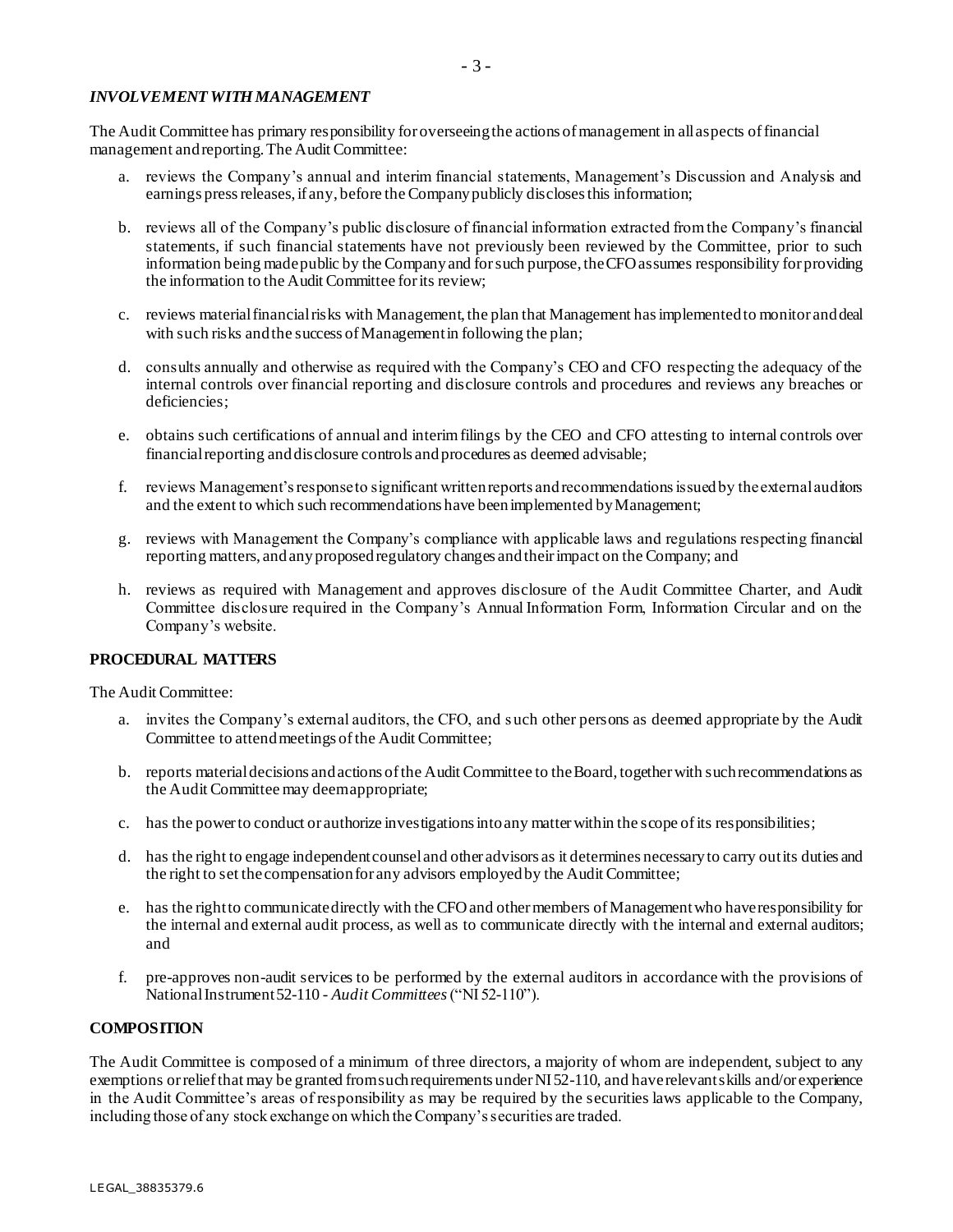### *INVOLVEMENT WITH MANAGEMENT*

The Audit Committee has primary responsibility for overseeing the actions of management in all aspects of financial management and reporting. The Audit Committee:

a. reviews the Company's annual and interim financial statements, Management's Discussion and Analysis and earnings press releases, if any, before the Company publicly discloses this information;

b. reviews all of the Company's public disclosure of financial information extracted from the Company's financial statements, if such financial statements have not previously been reviewed by the Committee, prior to such information being made public by the Company and for such purpose, the CFO assumes responsibility for providing the information to the Audit Committee for its review;

c. reviews material financial risks with Management, the plan that Management has implemented to monitor and deal with such risks and the success of Management in following the plan;

d. consults annually and otherwise as required with the Company's CEO and CFO respecting the adequacy of the internal controls over financial reporting and disclosure controls and procedures and reviews any breaches or deficiencies;

e. obtains such certifications of annual and interim filings by the CEO and CFO attesting to internal controls over financial reporting and disclosure controls and procedures as deemed advisable;

f. reviews Management's response to significant written reports and recommendations issued by the external auditors and the extent to which such recommendations have been implemented by Management;

g. reviews with Management the Company's compliance with applicable laws and regulations respecting financial reporting matters, and any proposed regulatory changes and their impact on the Company; and

h. reviews as required with Management and approves disclosure of the Audit Committee Charter, and Audit Committee disclosure required in the Company's Annual Information Form, Information Circular and on the Company's website.

### PROCEDURAL MATTERS

The Audit Committee:

a. invites the Company's external auditors, the CFO, and such other persons as deemed appropriate by the Audit Committee to attend meetings of the Audit Committee;

b. reports material decisions and actions of the Audit Committee to the Board, together with such recommendations as the Audit Committee may deem appropriate;

c. has the power to conduct or authorize investigations into any matter within the scope of its responsibilities;

d. has the right to engage independent counsel and other advisors as it determines necessary to carry out its duties and the right to set the compensation for any advisors employed by the Audit Committee;

e. has the right to communicate directly with the CFO and other members of Management who have responsibility for the internal and external audit process, as well as to communicate directly with the internal and external auditors; and

f. pre-approves non-audit services to be performed by the external auditors in accordance with the provisions of National Instrument 52-110 - *Audit Committees* ("NI 52-110").

### COMPOSITION

The Audit Committee is composed of a minimum of three directors, a majority of whom are independent, subject to any exemptions or relief that may be granted from such requirements under NI 52-110, and have relevant skills and/or experience in the Audit Committee's areas of responsibility as may be required by the securities laws applicable to the Company, including those of any stock exchange on which the Company's securities are traded.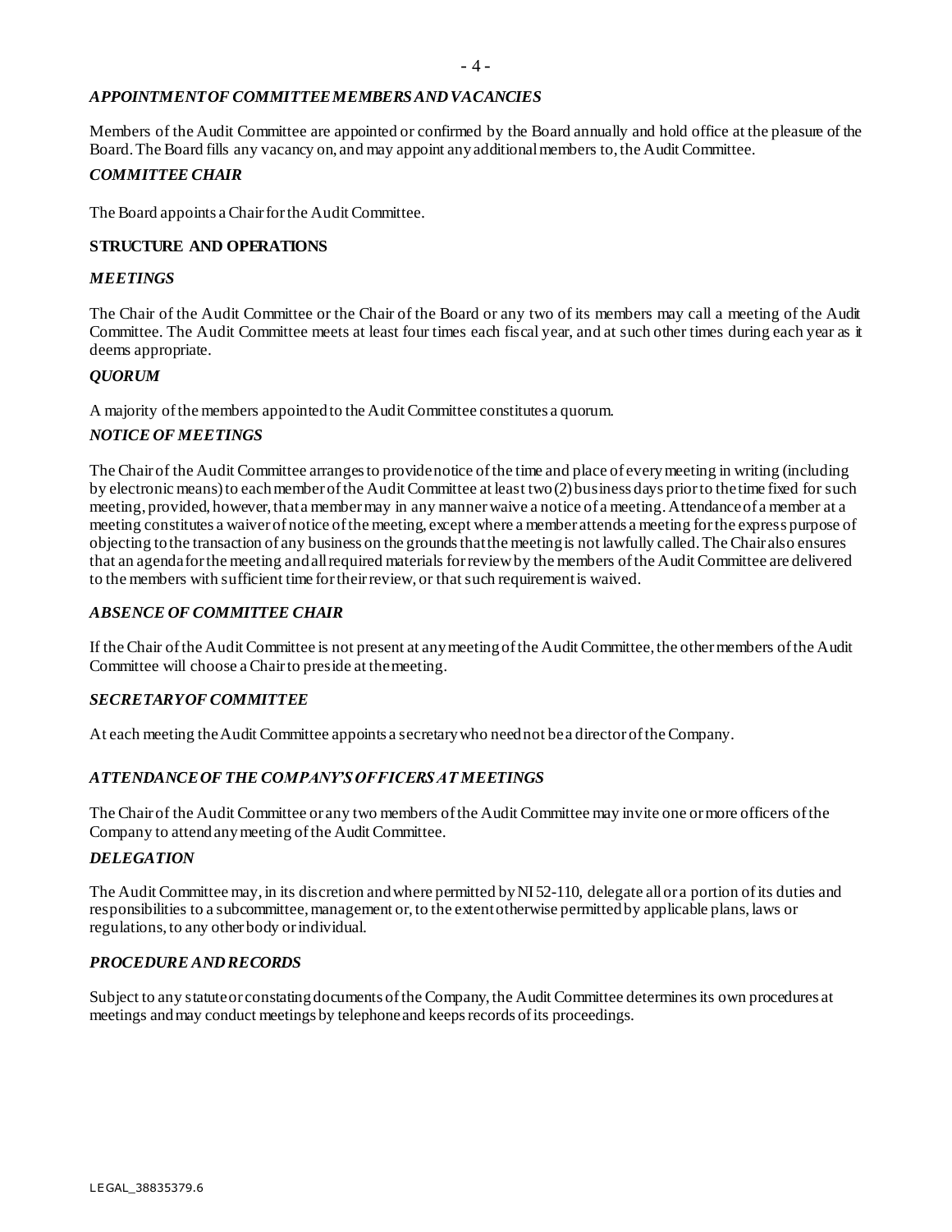### *APPOINTMENT OF COMMITTEE MEMBERS AND VACANCIES*

Members of the Audit Committee are appointed or confirmed by the Board annually and hold office at the pleasure of the Board. The Board fills any vacancy on, and may appoint any additional members to, the Audit Committee.

### *COMMITTEE CHAIR*

The Board appoints a Chair for the Audit Committee.

## STRUCTURE AND OPERATIONS

### *MEETINGS*

The Chair of the Audit Committee or the Chair of the Board or any two of its members may call a meeting of the Audit Committee. The Audit Committee meets at least four times each fiscal year, and at such other times during each year as it deems appropriate.

### *QUORUM*

A majority of the members appointed to the Audit Committee constitutes a quorum.

### *NOTICE OF MEETINGS*

The Chair of the Audit Committee arranges to provide notice of the time and place of every meeting in writing (including by electronic means) to each member of the Audit Committee at least two (2) business days prior to the time fixed for such meeting, provided, however, that a member may in any manner waive a notice of a meeting. Attendance of a member at a meeting constitutes a waiver of notice of the meeting, except where a member attends a meeting for the express purpose of objecting to the transaction of any business on the grounds that the meeting is not lawfully called. The Chair also ensures that an agenda for the meeting and all required materials for review by the members of the Audit Committee are delivered to the members with sufficient time for their review, or that such requirement is waived.

### *ABSENCE OF COMMITTEE CHAIR*

If the Chair of the Audit Committee is not present at any meeting of the Audit Committee, the other members of the Audit Committee will choose a Chair to preside at the meeting.

### *SECRETARY OF COMMITTEE*

At each meeting the Audit Committee appoints a secretary who need not be a director of the Company.

### *ATTENDANCE OF THE COMPANY'S OFFICERS AT MEETINGS*

The Chair of the Audit Committee or any two members of the Audit Committee may invite one or more officers of the Company to attend any meeting of the Audit Committee.

### *DELEGATION*

The Audit Committee may, in its discretion and where permitted by NI 52-110, delegate all or a portion of its duties and responsibilities to a subcommittee, management or, to the extent otherwise permitted by applicable plans, laws or regulations, to any other body or individual.

### *PROCEDURE AND RECORDS*

Subject to any statute or constating documents of the Company, the Audit Committee determines its own procedures at meetings and may conduct meetings by telephone and keeps records of its proceedings.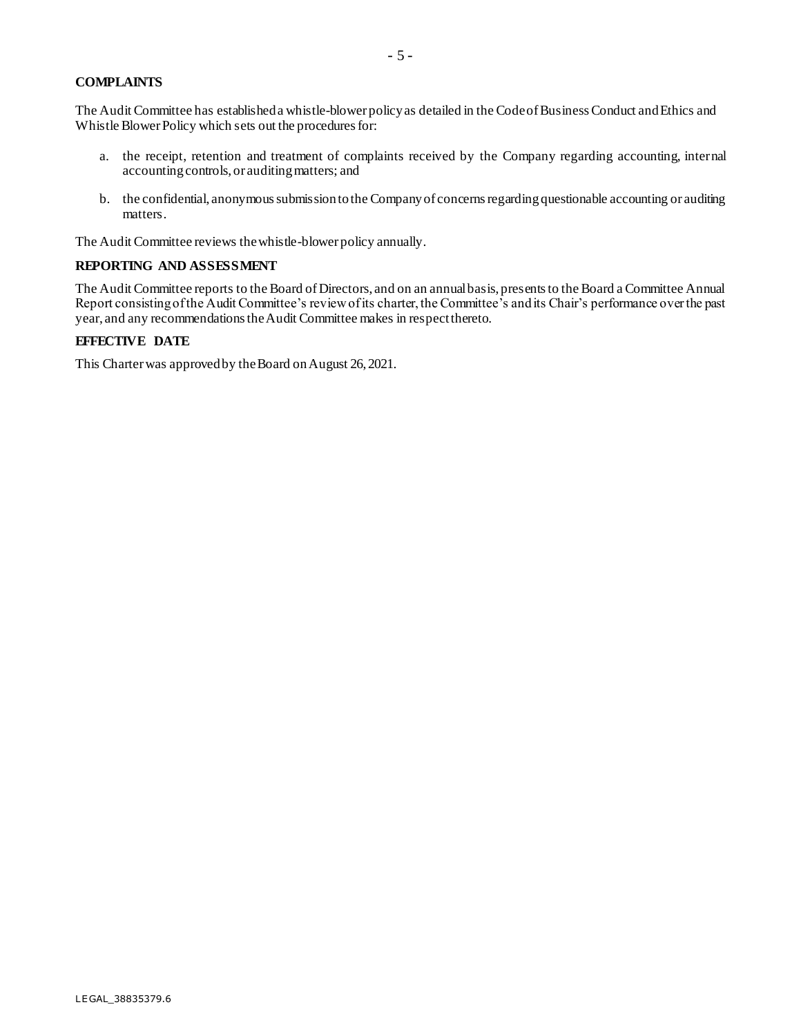**COMPLAINTS**

The Audit Committee has established a whistle-blower policy as detailed in the Code of Business Conduct and Ethics and Whistle Blower Policy which sets out the procedures for:

a. the receipt, retention and treatment of complaints received by the Company regarding accounting, internal accounting controls, or auditing matters; and

b. the confidential, anonymous submission to the Company of concerns regarding questionable accounting or auditing matters.

The Audit Committee reviews the whistle-blower policy annually.

**REPORTING AND ASSESSMENT**

The Audit Committee reports to the Board of Directors, and on an annual basis, presents to the Board a Committee Annual Report consisting of the Audit Committee's review of its charter, the Committee's and its Chair's performance over the past year, and any recommendations the Audit Committee makes in respect thereto.

**EFFECTIVE DATE**

This Charter was approved by the Board on August 26, 2021.

LEGAL_38835379.6